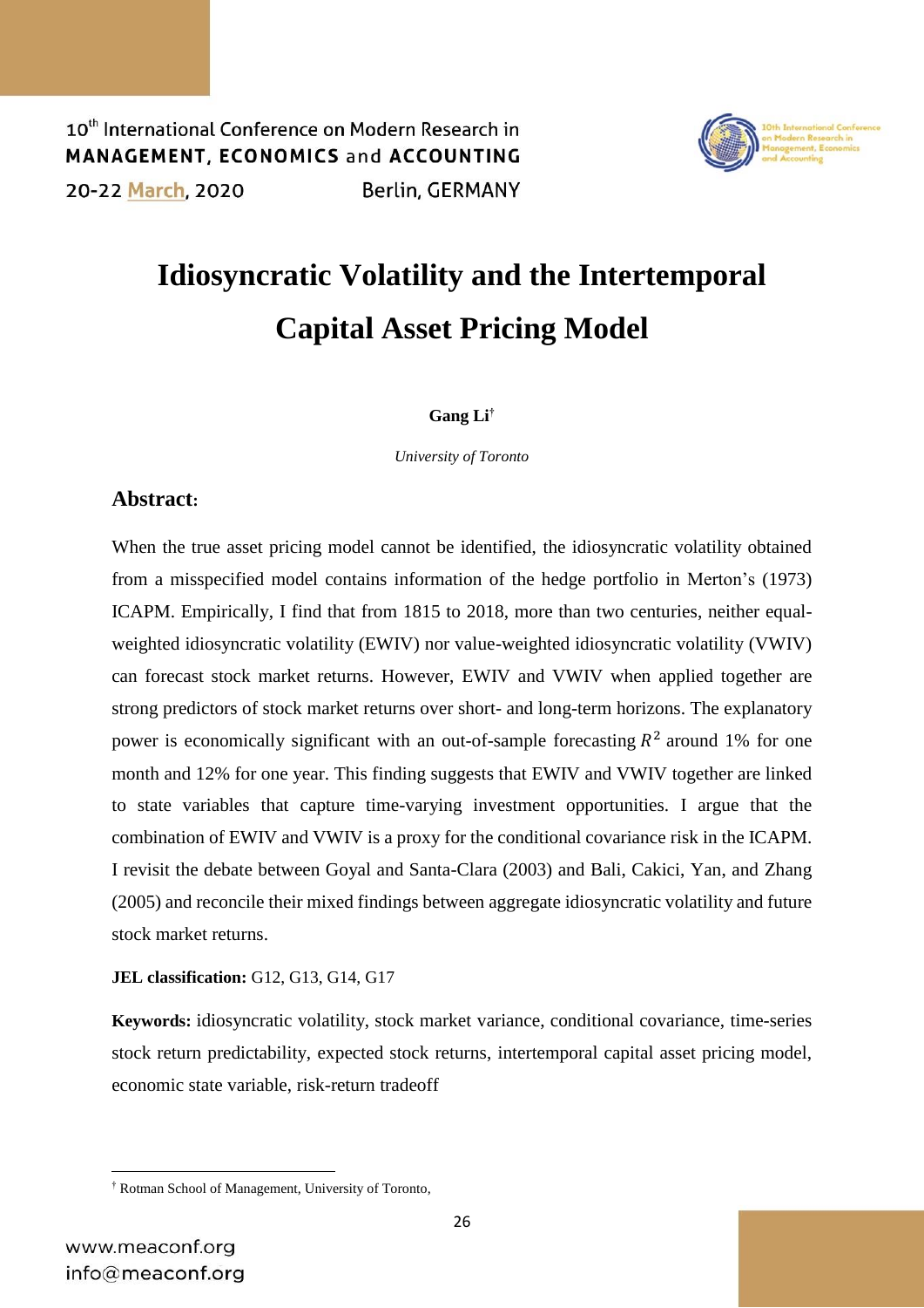# Idiosyncratic Volatility and the Intertemporal Capital Asset Pricing Model

**Gang Li**[†]

*University of Toronto*

## Abstract:

When the true asset pricing model cannot be identified, the idiosyncratic volatility obtained from a misspecified model contains information of the hedge portfolio in Merton's (1973) ICAPM. Empirically, I find that from 1815 to 2018, more than two centuries, neither equal-weighted idiosyncratic volatility (EWIV) nor value-weighted idiosyncratic volatility (VWIV) can forecast stock market returns. However, EWIV and VWIV when applied together are strong predictors of stock market returns over short- and long-term horizons. The explanatory power is economically significant with an out-of-sample forecasting $R^2$ around 1% for one month and 12% for one year. This finding suggests that EWIV and VWIV together are linked to state variables that capture time-varying investment opportunities. I argue that the combination of EWIV and VWIV is a proxy for the conditional covariance risk in the ICAPM. I revisit the debate between Goyal and Santa-Clara (2003) and Bali, Cakici, Yan, and Zhang (2005) and reconcile their mixed findings between aggregate idiosyncratic volatility and future stock market returns.

**JEL classification:** G12, G13, G14, G17

**Keywords:** idiosyncratic volatility, stock market variance, conditional covariance, time-series stock return predictability, expected stock returns, intertemporal capital asset pricing model, economic state variable, risk-return tradeoff

---

[†] Rotman School of Management, University of Toronto,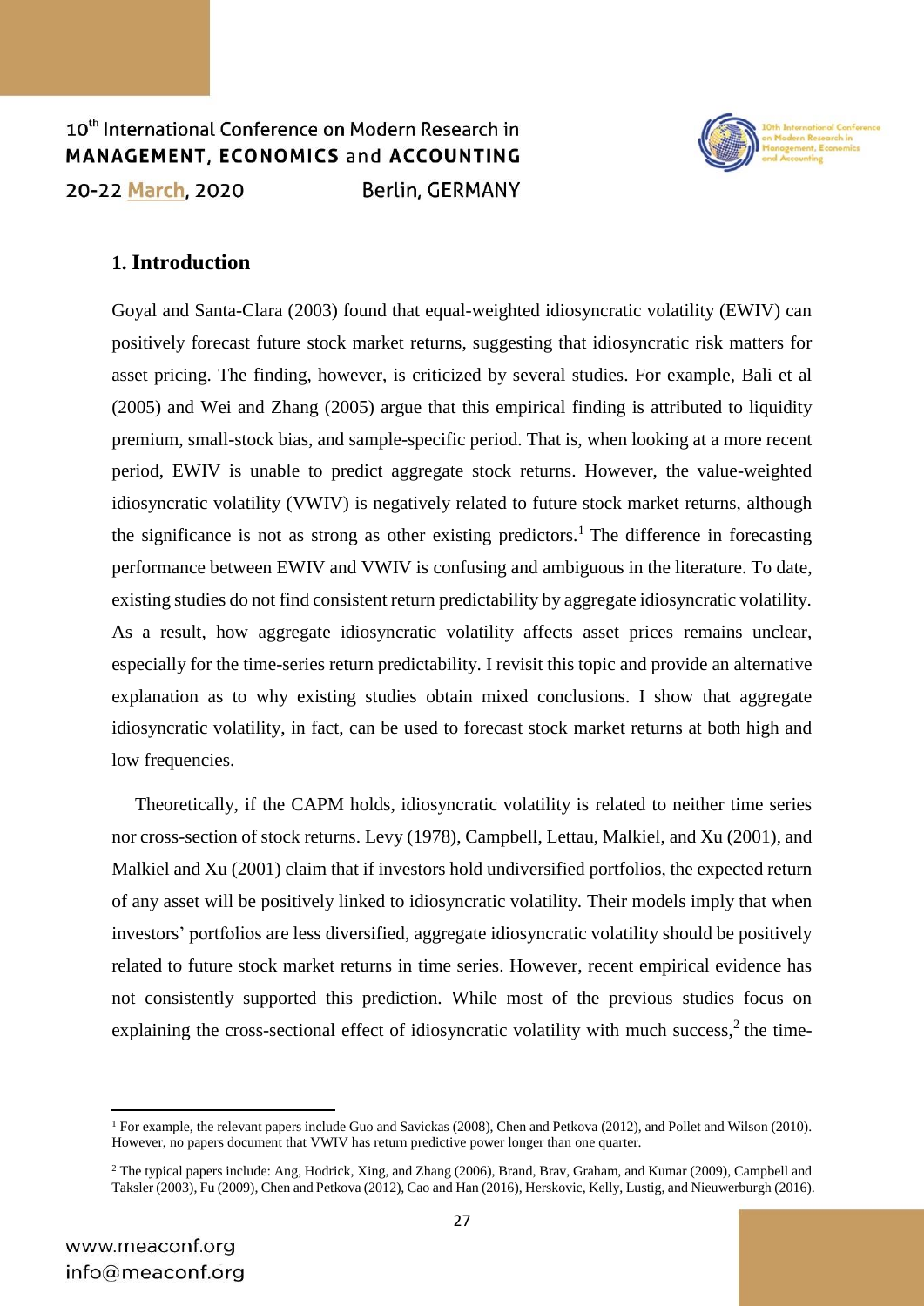## 1. Introduction

Goyal and Santa-Clara (2003) found that equal-weighted idiosyncratic volatility (EWIV) can positively forecast future stock market returns, suggesting that idiosyncratic risk matters for asset pricing. The finding, however, is criticized by several studies. For example, Bali et al (2005) and Wei and Zhang (2005) argue that this empirical finding is attributed to liquidity premium, small-stock bias, and sample-specific period. That is, when looking at a more recent period, EWIV is unable to predict aggregate stock returns. However, the value-weighted idiosyncratic volatility (VWIV) is negatively related to future stock market returns, although the significance is not as strong as other existing predictors.[1] The difference in forecasting performance between EWIV and VWIV is confusing and ambiguous in the literature. To date, existing studies do not find consistent return predictability by aggregate idiosyncratic volatility. As a result, how aggregate idiosyncratic volatility affects asset prices remains unclear, especially for the time-series return predictability. I revisit this topic and provide an alternative explanation as to why existing studies obtain mixed conclusions. I show that aggregate idiosyncratic volatility, in fact, can be used to forecast stock market returns at both high and low frequencies.

Theoretically, if the CAPM holds, idiosyncratic volatility is related to neither time series nor cross-section of stock returns. Levy (1978), Campbell, Lettau, Malkiel, and Xu (2001), and Malkiel and Xu (2001) claim that if investors hold undiversified portfolios, the expected return of any asset will be positively linked to idiosyncratic volatility. Their models imply that when investors' portfolios are less diversified, aggregate idiosyncratic volatility should be positively related to future stock market returns in time series. However, recent empirical evidence has not consistently supported this prediction. While most of the previous studies focus on explaining the cross-sectional effect of idiosyncratic volatility with much success,[2] the time-

[1] For example, the relevant papers include Guo and Savickas (2008), Chen and Petkova (2012), and Pollet and Wilson (2010). However, no papers document that VWIV has return predictive power longer than one quarter.

[2] The typical papers include: Ang, Hodrick, Xing, and Zhang (2006), Brand, Brav, Graham, and Kumar (2009), Campbell and Taksler (2003), Fu (2009), Chen and Petkova (2012), Cao and Han (2016), Herskovic, Kelly, Lustig, and Nieuwerburgh (2016).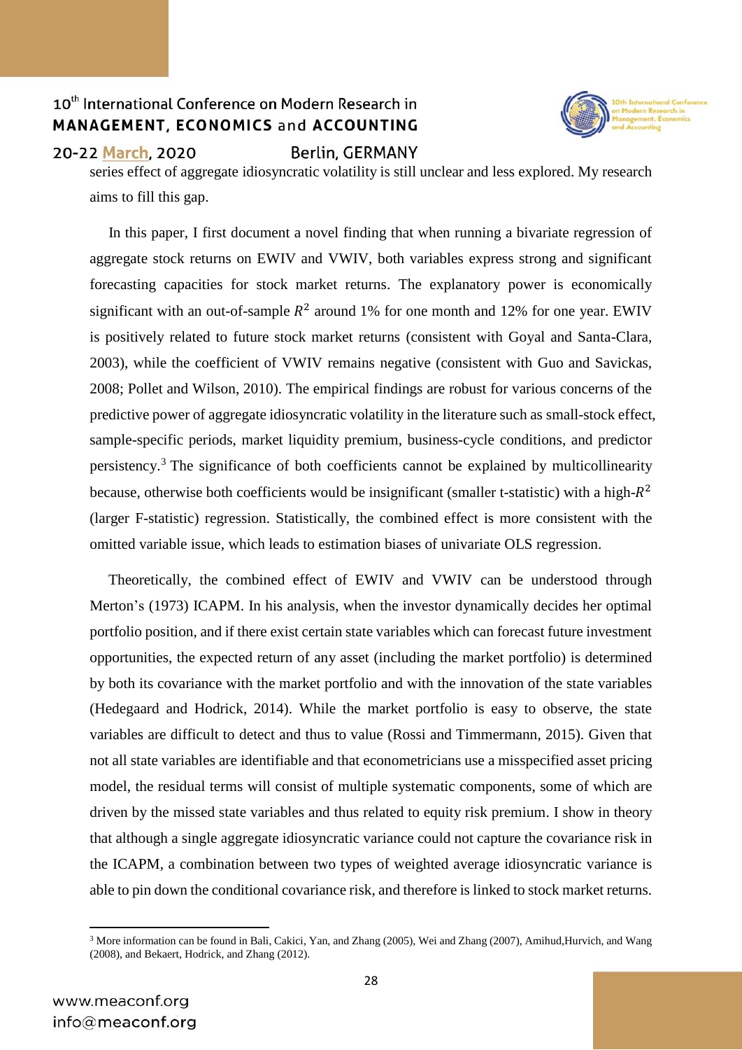series effect of aggregate idiosyncratic volatility is still unclear and less explored. My research aims to fill this gap.

In this paper, I first document a novel finding that when running a bivariate regression of aggregate stock returns on EWIV and VWIV, both variables express strong and significant forecasting capacities for stock market returns. The explanatory power is economically significant with an out-of-sample $R^2$ around 1% for one month and 12% for one year. EWIV is positively related to future stock market returns (consistent with Goyal and Santa-Clara, 2003), while the coefficient of VWIV remains negative (consistent with Guo and Savickas, 2008; Pollet and Wilson, 2010). The empirical findings are robust for various concerns of the predictive power of aggregate idiosyncratic volatility in the literature such as small-stock effect, sample-specific periods, market liquidity premium, business-cycle conditions, and predictor persistency.[3] The significance of both coefficients cannot be explained by multicollinearity because, otherwise both coefficients would be insignificant (smaller t-statistic) with a high-$R^2$ (larger F-statistic) regression. Statistically, the combined effect is more consistent with the omitted variable issue, which leads to estimation biases of univariate OLS regression.

Theoretically, the combined effect of EWIV and VWIV can be understood through Merton's (1973) ICAPM. In his analysis, when the investor dynamically decides her optimal portfolio position, and if there exist certain state variables which can forecast future investment opportunities, the expected return of any asset (including the market portfolio) is determined by both its covariance with the market portfolio and with the innovation of the state variables (Hedegaard and Hodrick, 2014). While the market portfolio is easy to observe, the state variables are difficult to detect and thus to value (Rossi and Timmermann, 2015). Given that not all state variables are identifiable and that econometricians use a misspecified asset pricing model, the residual terms will consist of multiple systematic components, some of which are driven by the missed state variables and thus related to equity risk premium. I show in theory that although a single aggregate idiosyncratic variance could not capture the covariance risk in the ICAPM, a combination between two types of weighted average idiosyncratic variance is able to pin down the conditional covariance risk, and therefore is linked to stock market returns.

[3] More information can be found in Bali, Cakici, Yan, and Zhang (2005), Wei and Zhang (2007), Amihud,Hurvich, and Wang (2008), and Bekaert, Hodrick, and Zhang (2012).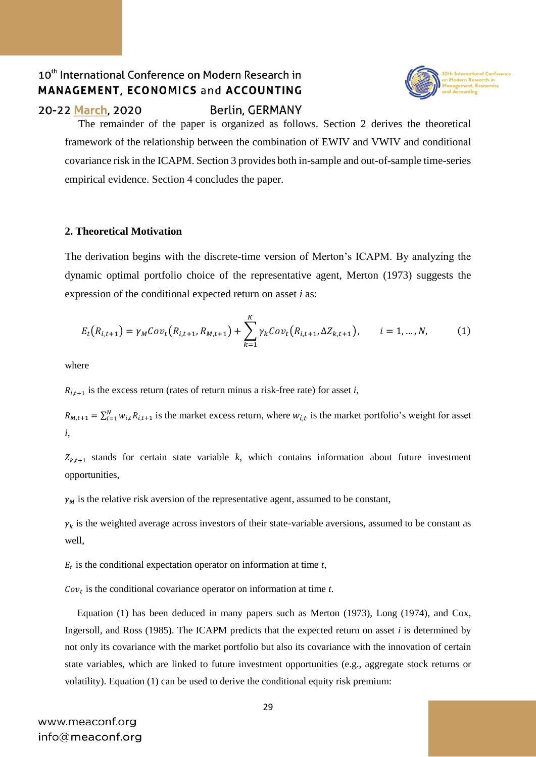The remainder of the paper is organized as follows. Section 2 derives the theoretical framework of the relationship between the combination of EWIV and VWIV and conditional covariance risk in the ICAPM. Section 3 provides both in-sample and out-of-sample time-series empirical evidence. Section 4 concludes the paper.

## 2. Theoretical Motivation

The derivation begins with the discrete-time version of Merton's ICAPM. By analyzing the dynamic optimal portfolio choice of the representative agent, Merton (1973) suggests the expression of the conditional expected return on asset *i* as:

$$E_t(R_{i,t+1}) = \gamma_M Cov_t(R_{i,t+1}, R_{M,t+1}) + \sum_{k=1}^{K} \gamma_k Cov_t(R_{i,t+1}, \Delta Z_{k,t+1}), \qquad i = 1, \ldots, N, \tag{1}$$

where

$R_{i,t+1}$ is the excess return (rates of return minus a risk-free rate) for asset *i*,

$R_{M,t+1} = \sum_{i=1}^{N} w_{i,t} R_{i,t+1}$ is the market excess return, where $w_{i,t}$ is the market portfolio's weight for asset *i*,

$Z_{k,t+1}$ stands for certain state variable *k*, which contains information about future investment opportunities,

$\gamma_M$ is the relative risk aversion of the representative agent, assumed to be constant,

$\gamma_k$ is the weighted average across investors of their state-variable aversions, assumed to be constant as well,

$E_t$ is the conditional expectation operator on information at time *t*,

$Cov_t$ is the conditional covariance operator on information at time *t*.

Equation (1) has been deduced in many papers such as Merton (1973), Long (1974), and Cox, Ingersoll, and Ross (1985). The ICAPM predicts that the expected return on asset *i* is determined by not only its covariance with the market portfolio but also its covariance with the innovation of certain state variables, which are linked to future investment opportunities (e.g., aggregate stock returns or volatility). Equation (1) can be used to derive the conditional equity risk premium: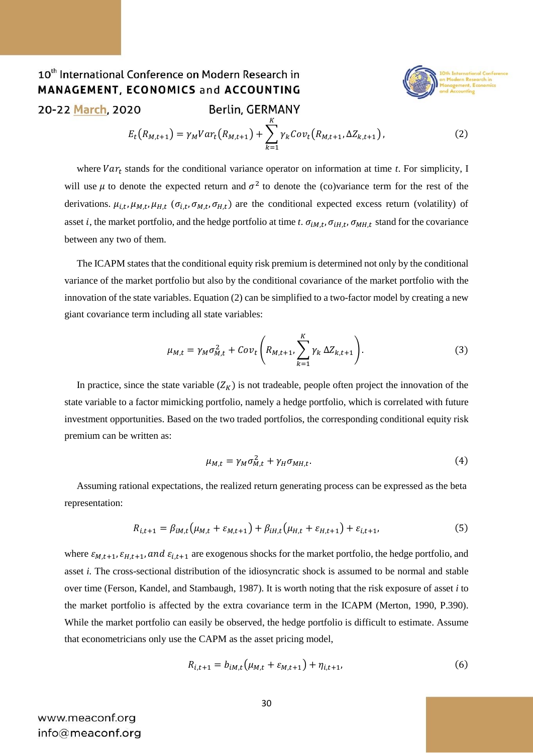$$E_t(R_{M,t+1}) = \gamma_M Var_t(R_{M,t+1}) + \sum_{k=1}^{K} \gamma_k Cov_t(R_{M,t+1}, \Delta Z_{k,t+1}), \tag{2}$$

where $Var_t$ stands for the conditional variance operator on information at time *t*. For simplicity, I will use $\mu$ to denote the expected return and $\sigma^2$ to denote the (co)variance term for the rest of the derivations. $\mu_{i,t}, \mu_{M,t}, \mu_{H,t}$ ($\sigma_{i,t}, \sigma_{M,t}, \sigma_{H,t}$) are the conditional expected excess return (volatility) of asset *i*, the market portfolio, and the hedge portfolio at time *t*. $\sigma_{iM,t}, \sigma_{iH,t}, \sigma_{MH,t}$ stand for the covariance between any two of them.

The ICAPM states that the conditional equity risk premium is determined not only by the conditional variance of the market portfolio but also by the conditional covariance of the market portfolio with the innovation of the state variables. Equation (2) can be simplified to a two-factor model by creating a new giant covariance term including all state variables:

$$\mu_{M,t} = \gamma_M \sigma_{M,t}^2 + Cov_t\left(R_{M,t+1}, \sum_{k=1}^{K} \gamma_k \, \Delta Z_{k,t+1}\right). \tag{3}$$

In practice, since the state variable ($Z_K$) is not tradeable, people often project the innovation of the state variable to a factor mimicking portfolio, namely a hedge portfolio, which is correlated with future investment opportunities. Based on the two traded portfolios, the corresponding conditional equity risk premium can be written as:

$$\mu_{M,t} = \gamma_M \sigma_{M,t}^2 + \gamma_H \sigma_{MH,t}. \tag{4}$$

Assuming rational expectations, the realized return generating process can be expressed as the beta representation:

$$R_{i,t+1} = \beta_{iM,t}(\mu_{M,t} + \varepsilon_{M,t+1}) + \beta_{iH,t}(\mu_{H,t} + \varepsilon_{H,t+1}) + \varepsilon_{i,t+1}, \tag{5}$$

where $\varepsilon_{M,t+1}, \varepsilon_{H,t+1}, and\ \varepsilon_{i,t+1}$ are exogenous shocks for the market portfolio, the hedge portfolio, and asset *i*. The cross-sectional distribution of the idiosyncratic shock is assumed to be normal and stable over time (Ferson, Kandel, and Stambaugh, 1987). It is worth noting that the risk exposure of asset *i* to the market portfolio is affected by the extra covariance term in the ICAPM (Merton, 1990, P.390). While the market portfolio can easily be observed, the hedge portfolio is difficult to estimate. Assume that econometricians only use the CAPM as the asset pricing model,

$$R_{i,t+1} = b_{iM,t}(\mu_{M,t} + \varepsilon_{M,t+1}) + \eta_{i,t+1}, \tag{6}$$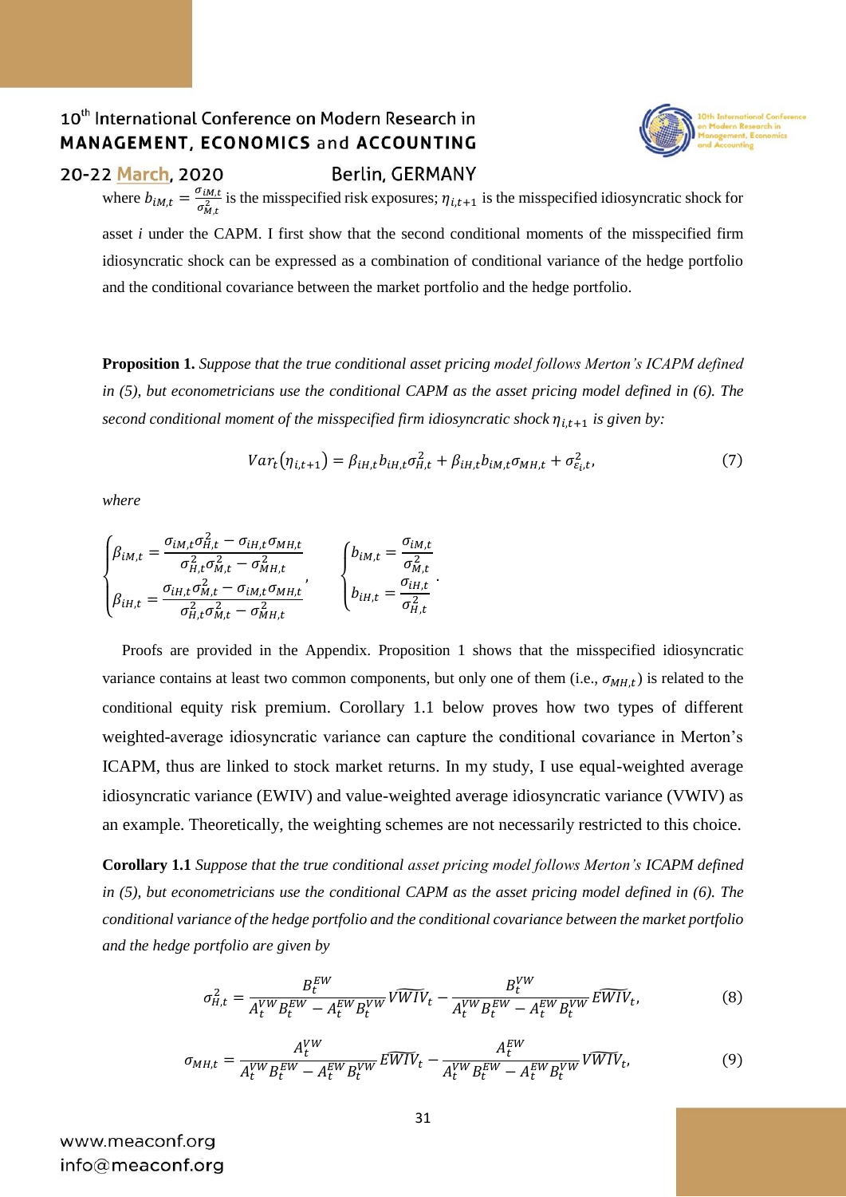where $b_{iM,t} = \frac{\sigma_{iM,t}}{\sigma_{M,t}^2}$ is the misspecified risk exposures; $\eta_{i,t+1}$ is the misspecified idiosyncratic shock for asset *i* under the CAPM. I first show that the second conditional moments of the misspecified firm idiosyncratic shock can be expressed as a combination of conditional variance of the hedge portfolio and the conditional covariance between the market portfolio and the hedge portfolio.

**Proposition 1.** *Suppose that the true conditional asset pricing model follows Merton's ICAPM defined in (5), but econometricians use the conditional CAPM as the asset pricing model defined in (6). The second conditional moment of the misspecified firm idiosyncratic shock $\eta_{i,t+1}$ is given by:*

$$Var_t(\eta_{i,t+1}) = \beta_{iH,t} b_{iH,t} \sigma_{H,t}^2 + \beta_{iH,t} b_{iM,t} \sigma_{MH,t} + \sigma_{\varepsilon_i,t}^2, \tag{7}$$

*where*

$$\begin{cases} \beta_{iM,t} = \dfrac{\sigma_{iM,t}\sigma_{H,t}^2 - \sigma_{iH,t}\sigma_{MH,t}}{\sigma_{H,t}^2\sigma_{M,t}^2 - \sigma_{MH,t}^2} \\ \beta_{iH,t} = \dfrac{\sigma_{iH,t}\sigma_{M,t}^2 - \sigma_{iM,t}\sigma_{MH,t}}{\sigma_{H,t}^2\sigma_{M,t}^2 - \sigma_{MH,t}^2} \end{cases}, \quad \begin{cases} b_{iM,t} = \dfrac{\sigma_{iM,t}}{\sigma_{M,t}^2} \\ b_{iH,t} = \dfrac{\sigma_{iH,t}}{\sigma_{H,t}^2} \end{cases}.$$

Proofs are provided in the Appendix. Proposition 1 shows that the misspecified idiosyncratic variance contains at least two common components, but only one of them (i.e., $\sigma_{MH,t}$) is related to the conditional equity risk premium. Corollary 1.1 below proves how two types of different weighted-average idiosyncratic variance can capture the conditional covariance in Merton's ICAPM, thus are linked to stock market returns. In my study, I use equal-weighted average idiosyncratic variance (EWIV) and value-weighted average idiosyncratic variance (VWIV) as an example. Theoretically, the weighting schemes are not necessarily restricted to this choice.

**Corollary 1.1** *Suppose that the true conditional asset pricing model follows Merton's ICAPM defined in (5), but econometricians use the conditional CAPM as the asset pricing model defined in (6). The conditional variance of the hedge portfolio and the conditional covariance between the market portfolio and the hedge portfolio are given by*

$$\sigma_{H,t}^2 = \frac{B_t^{EW}}{A_t^{VW}B_t^{EW} - A_t^{EW}B_t^{VW}} \widehat{VWIV}_t - \frac{B_t^{VW}}{A_t^{VW}B_t^{EW} - A_t^{EW}B_t^{VW}} \widehat{EWIV}_t, \tag{8}$$

$$\sigma_{MH,t} = \frac{A_t^{VW}}{A_t^{VW}B_t^{EW} - A_t^{EW}B_t^{VW}} \widehat{EWIV}_t - \frac{A_t^{EW}}{A_t^{VW}B_t^{EW} - A_t^{EW}B_t^{VW}} \widehat{VWIV}_t, \tag{9}$$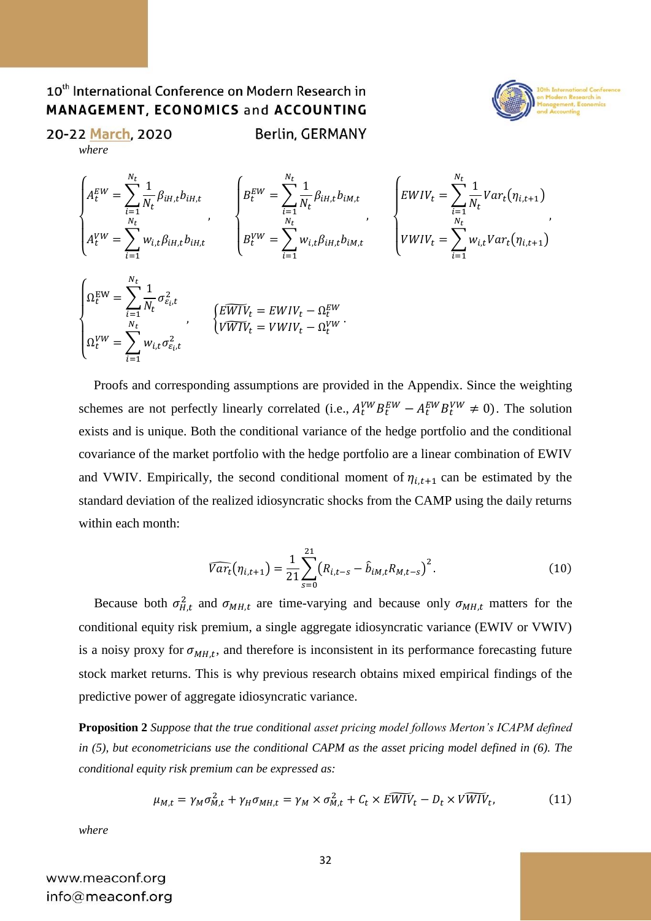*where*

$$
\begin{cases} A_t^{EW} = \sum_{i=1}^{N_t} \frac{1}{N_t} \beta_{iH,t} b_{iH,t} \\ A_t^{VW} = \sum_{i=1}^{N_t} w_{i,t} \beta_{iH,t} b_{iH,t} \end{cases}, \quad \begin{cases} B_t^{EW} = \sum_{i=1}^{N_t} \frac{1}{N_t} \beta_{iH,t} b_{iM,t} \\ B_t^{VW} = \sum_{i=1}^{N_t} w_{i,t} \beta_{iH,t} b_{iM,t} \end{cases}, \quad \begin{cases} EWIV_t = \sum_{i=1}^{N_t} \frac{1}{N_t} Var_t(\eta_{i,t+1}) \\ VWIV_t = \sum_{i=1}^{N_t} w_{i,t} Var_t(\eta_{i,t+1}) \end{cases},
$$

$$
\begin{cases} \Omega_t^{EW} = \sum_{i=1}^{N_t} \frac{1}{N_t} \sigma_{\varepsilon_i,t}^2 \\ \Omega_t^{VW} = \sum_{i=1}^{N_t} w_{i,t} \sigma_{\varepsilon_i,t}^2 \end{cases}, \quad \begin{cases} \widetilde{EWIV}_t = EWIV_t - \Omega_t^{EW} \\ \widetilde{VWIV}_t = VWIV_t - \Omega_t^{VW} \end{cases}.
$$

Proofs and corresponding assumptions are provided in the Appendix. Since the weighting schemes are not perfectly linearly correlated (i.e., $A_t^{VW} B_t^{EW} - A_t^{EW} B_t^{VW} \neq 0$). The solution exists and is unique. Both the conditional variance of the hedge portfolio and the conditional covariance of the market portfolio with the hedge portfolio are a linear combination of EWIV and VWIV. Empirically, the second conditional moment of $\eta_{i,t+1}$ can be estimated by the standard deviation of the realized idiosyncratic shocks from the CAMP using the daily returns within each month:

$$
\widehat{Var_t}(\eta_{i,t+1}) = \frac{1}{21} \sum_{s=0}^{21} \left( R_{i,t-s} - \hat{b}_{iM,t} R_{M,t-s} \right)^2. \tag{10}
$$

Because both $\sigma_{H,t}^2$ and $\sigma_{MH,t}$ are time-varying and because only $\sigma_{MH,t}$ matters for the conditional equity risk premium, a single aggregate idiosyncratic variance (EWIV or VWIV) is a noisy proxy for $\sigma_{MH,t}$, and therefore is inconsistent in its performance forecasting future stock market returns. This is why previous research obtains mixed empirical findings of the predictive power of aggregate idiosyncratic variance.

**Proposition 2** *Suppose that the true conditional asset pricing model follows Merton's ICAPM defined in (5), but econometricians use the conditional CAPM as the asset pricing model defined in (6). The conditional equity risk premium can be expressed as:*

$$
\mu_{M,t} = \gamma_M \sigma_{M,t}^2 + \gamma_H \sigma_{MH,t} = \gamma_M \times \sigma_{M,t}^2 + C_t \times \widetilde{EWIV}_t - D_t \times \widetilde{VWIV}_t, \tag{11}
$$

*where*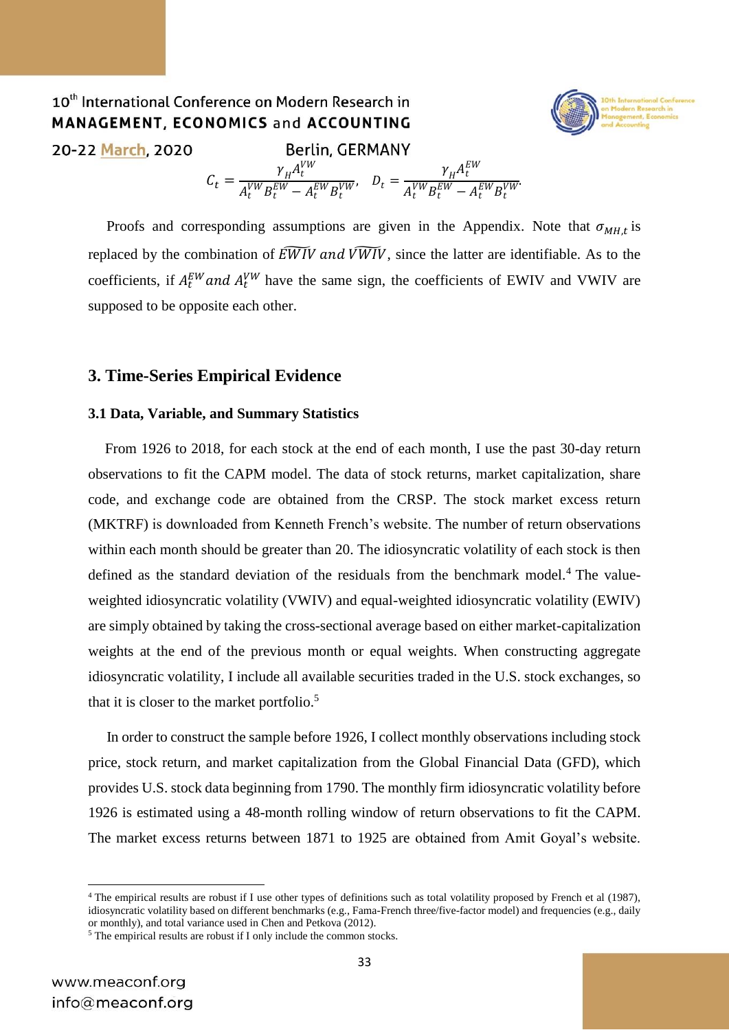$$C_t = \frac{\gamma_H A_t^{VW}}{A_t^{VW} B_t^{EW} - A_t^{EW} B_t^{VW}}, \quad D_t = \frac{\gamma_H A_t^{EW}}{A_t^{VW} B_t^{EW} - A_t^{EW} B_t^{VW}}.$$

Proofs and corresponding assumptions are given in the Appendix. Note that $\sigma_{MH,t}$ is replaced by the combination of $\widetilde{EWIV}$ and $\widetilde{VWIV}$, since the latter are identifiable. As to the coefficients, if $A_t^{EW}$ and $A_t^{VW}$ have the same sign, the coefficients of EWIV and VWIV are supposed to be opposite each other.

## 3. Time-Series Empirical Evidence

### 3.1 Data, Variable, and Summary Statistics

From 1926 to 2018, for each stock at the end of each month, I use the past 30-day return observations to fit the CAPM model. The data of stock returns, market capitalization, share code, and exchange code are obtained from the CRSP. The stock market excess return (MKTRF) is downloaded from Kenneth French's website. The number of return observations within each month should be greater than 20. The idiosyncratic volatility of each stock is then defined as the standard deviation of the residuals from the benchmark model.[4] The value-weighted idiosyncratic volatility (VWIV) and equal-weighted idiosyncratic volatility (EWIV) are simply obtained by taking the cross-sectional average based on either market-capitalization weights at the end of the previous month or equal weights. When constructing aggregate idiosyncratic volatility, I include all available securities traded in the U.S. stock exchanges, so that it is closer to the market portfolio.[5]

In order to construct the sample before 1926, I collect monthly observations including stock price, stock return, and market capitalization from the Global Financial Data (GFD), which provides U.S. stock data beginning from 1790. The monthly firm idiosyncratic volatility before 1926 is estimated using a 48-month rolling window of return observations to fit the CAPM. The market excess returns between 1871 to 1925 are obtained from Amit Goyal's website.

[4] The empirical results are robust if I use other types of definitions such as total volatility proposed by French et al (1987), idiosyncratic volatility based on different benchmarks (e.g., Fama-French three/five-factor model) and frequencies (e.g., daily or monthly), and total variance used in Chen and Petkova (2012).

[5] The empirical results are robust if I only include the common stocks.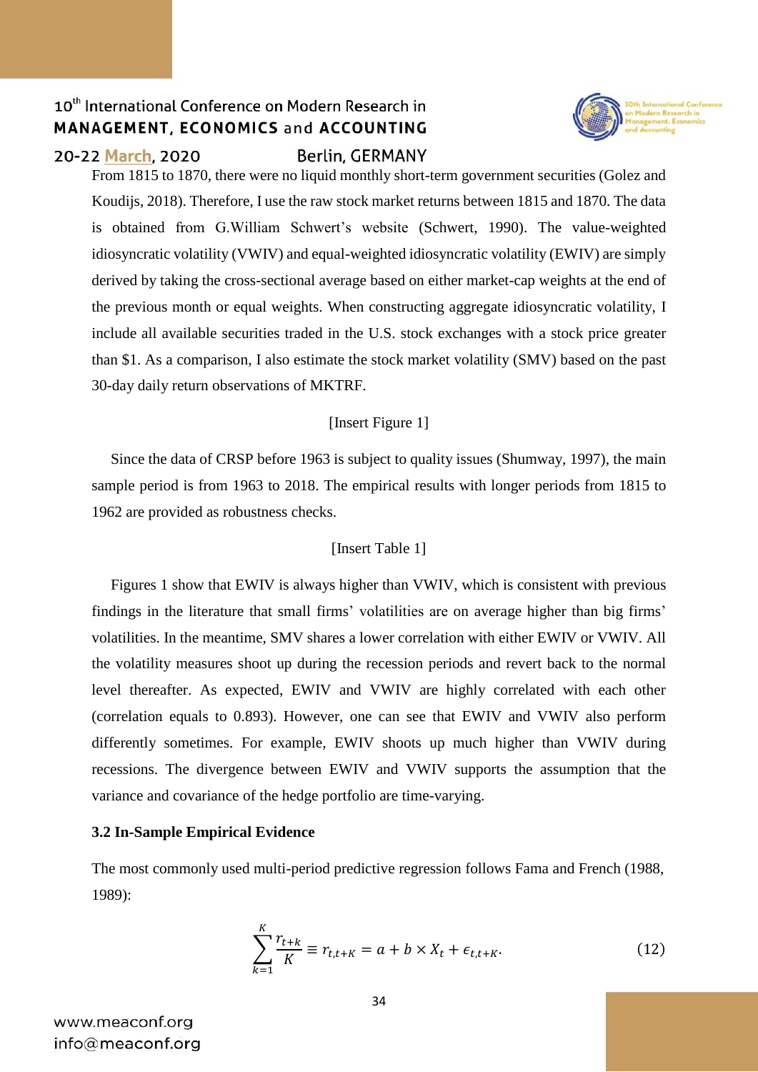From 1815 to 1870, there were no liquid monthly short-term government securities (Golez and Koudijs, 2018). Therefore, I use the raw stock market returns between 1815 and 1870. The data is obtained from G.William Schwert's website (Schwert, 1990). The value-weighted idiosyncratic volatility (VWIV) and equal-weighted idiosyncratic volatility (EWIV) are simply derived by taking the cross-sectional average based on either market-cap weights at the end of the previous month or equal weights. When constructing aggregate idiosyncratic volatility, I include all available securities traded in the U.S. stock exchanges with a stock price greater than $1. As a comparison, I also estimate the stock market volatility (SMV) based on the past 30-day daily return observations of MKTRF.

[Insert Figure 1]

Since the data of CRSP before 1963 is subject to quality issues (Shumway, 1997), the main sample period is from 1963 to 2018. The empirical results with longer periods from 1815 to 1962 are provided as robustness checks.

[Insert Table 1]

Figures 1 show that EWIV is always higher than VWIV, which is consistent with previous findings in the literature that small firms' volatilities are on average higher than big firms' volatilities. In the meantime, SMV shares a lower correlation with either EWIV or VWIV. All the volatility measures shoot up during the recession periods and revert back to the normal level thereafter. As expected, EWIV and VWIV are highly correlated with each other (correlation equals to 0.893). However, one can see that EWIV and VWIV also perform differently sometimes. For example, EWIV shoots up much higher than VWIV during recessions. The divergence between EWIV and VWIV supports the assumption that the variance and covariance of the hedge portfolio are time-varying.

### 3.2 In-Sample Empirical Evidence

The most commonly used multi-period predictive regression follows Fama and French (1988, 1989):

$$\sum_{k=1}^{K} \frac{r_{t+k}}{K} \equiv r_{t,t+K} = a + b \times X_t + \epsilon_{t,t+K}. \tag{12}$$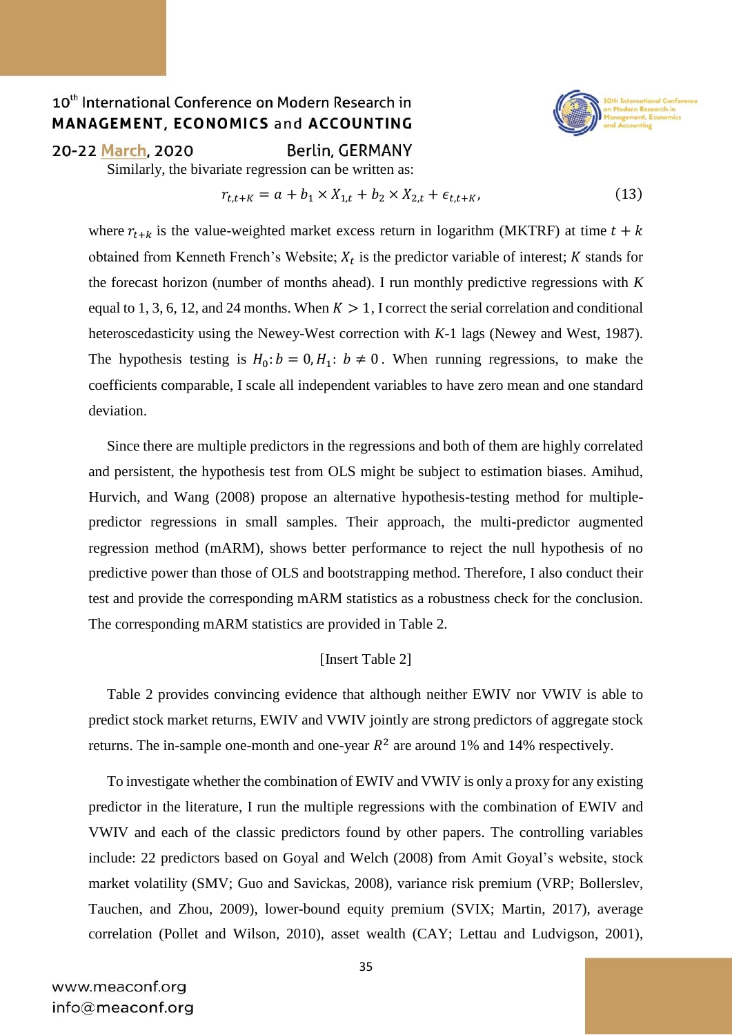Similarly, the bivariate regression can be written as:

$$r_{t,t+K} = a + b_1 \times X_{1,t} + b_2 \times X_{2,t} + \epsilon_{t,t+K}, \tag{13}$$

where $r_{t+k}$ is the value-weighted market excess return in logarithm (MKTRF) at time $t+k$ obtained from Kenneth French's Website; $X_t$ is the predictor variable of interest; $K$ stands for the forecast horizon (number of months ahead). I run monthly predictive regressions with $K$ equal to 1, 3, 6, 12, and 24 months. When $K > 1$, I correct the serial correlation and conditional heteroscedasticity using the Newey-West correction with $K$-1 lags (Newey and West, 1987). The hypothesis testing is $H_0: b = 0, H_1: b \neq 0$. When running regressions, to make the coefficients comparable, I scale all independent variables to have zero mean and one standard deviation.

Since there are multiple predictors in the regressions and both of them are highly correlated and persistent, the hypothesis test from OLS might be subject to estimation biases. Amihud, Hurvich, and Wang (2008) propose an alternative hypothesis-testing method for multiple-predictor regressions in small samples. Their approach, the multi-predictor augmented regression method (mARM), shows better performance to reject the null hypothesis of no predictive power than those of OLS and bootstrapping method. Therefore, I also conduct their test and provide the corresponding mARM statistics as a robustness check for the conclusion. The corresponding mARM statistics are provided in Table 2.

[Insert Table 2]

Table 2 provides convincing evidence that although neither EWIV nor VWIV is able to predict stock market returns, EWIV and VWIV jointly are strong predictors of aggregate stock returns. The in-sample one-month and one-year $R^2$ are around 1% and 14% respectively.

To investigate whether the combination of EWIV and VWIV is only a proxy for any existing predictor in the literature, I run the multiple regressions with the combination of EWIV and VWIV and each of the classic predictors found by other papers. The controlling variables include: 22 predictors based on Goyal and Welch (2008) from Amit Goyal's website, stock market volatility (SMV; Guo and Savickas, 2008), variance risk premium (VRP; Bollerslev, Tauchen, and Zhou, 2009), lower-bound equity premium (SVIX; Martin, 2017), average correlation (Pollet and Wilson, 2010), asset wealth (CAY; Lettau and Ludvigson, 2001),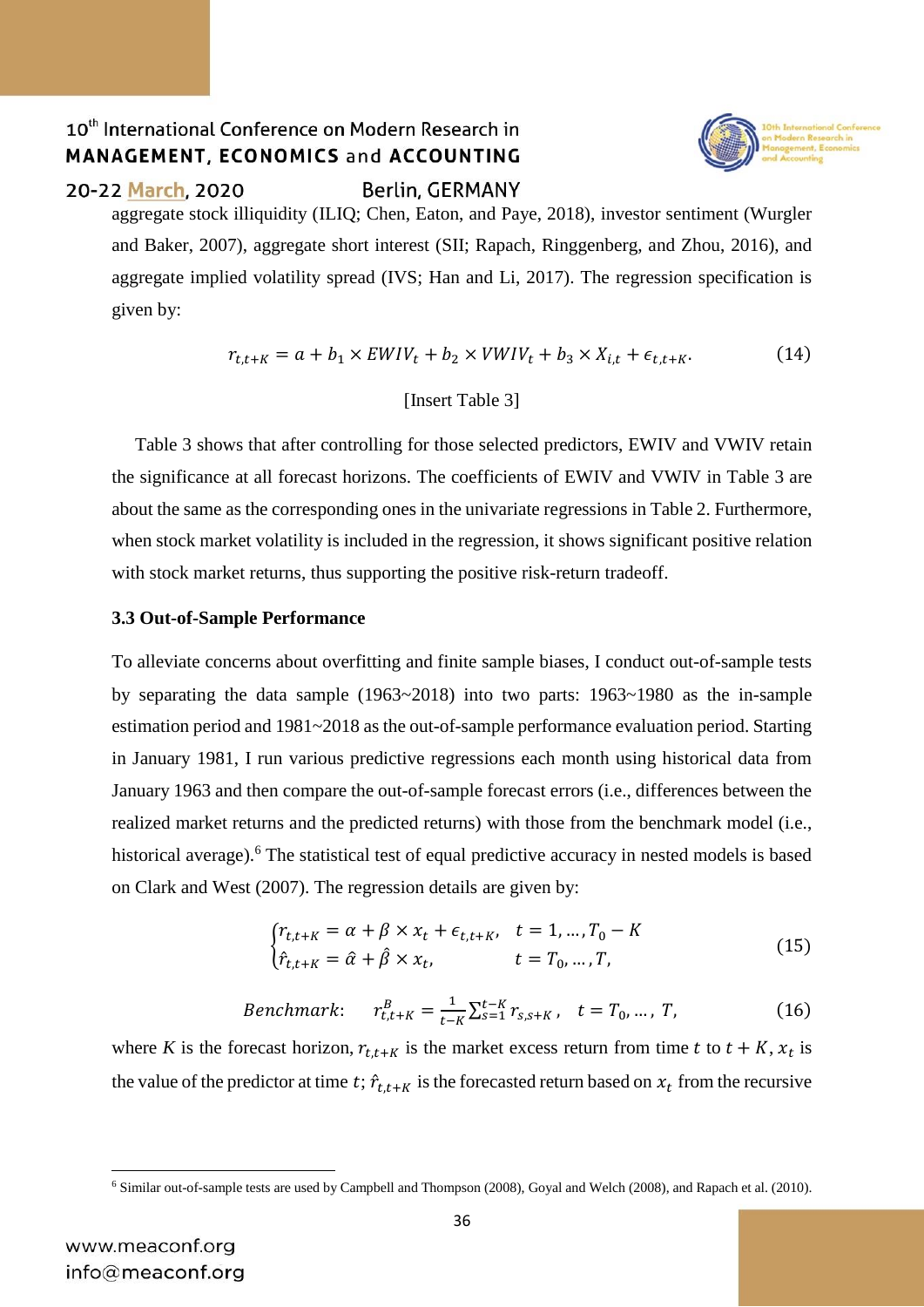aggregate stock illiquidity (ILIQ; Chen, Eaton, and Paye, 2018), investor sentiment (Wurgler and Baker, 2007), aggregate short interest (SII; Rapach, Ringgenberg, and Zhou, 2016), and aggregate implied volatility spread (IVS; Han and Li, 2017). The regression specification is given by:

$$r_{t,t+K} = a + b_1 \times EWIV_t + b_2 \times VWIV_t + b_3 \times X_{i,t} + \epsilon_{t,t+K}. \tag{14}$$

[Insert Table 3]

Table 3 shows that after controlling for those selected predictors, EWIV and VWIV retain the significance at all forecast horizons. The coefficients of EWIV and VWIV in Table 3 are about the same as the corresponding ones in the univariate regressions in Table 2. Furthermore, when stock market volatility is included in the regression, it shows significant positive relation with stock market returns, thus supporting the positive risk-return tradeoff.

### 3.3 Out-of-Sample Performance

To alleviate concerns about overfitting and finite sample biases, I conduct out-of-sample tests by separating the data sample (1963~2018) into two parts: 1963~1980 as the in-sample estimation period and 1981~2018 as the out-of-sample performance evaluation period. Starting in January 1981, I run various predictive regressions each month using historical data from January 1963 and then compare the out-of-sample forecast errors (i.e., differences between the realized market returns and the predicted returns) with those from the benchmark model (i.e., historical average).[6] The statistical test of equal predictive accuracy in nested models is based on Clark and West (2007). The regression details are given by:

$$\begin{cases} r_{t,t+K} = \alpha + \beta \times x_t + \epsilon_{t,t+K}, & t = 1, \ldots, T_0 - K \\ \hat{r}_{t,t+K} = \hat{\alpha} + \hat{\beta} \times x_t, & t = T_0, \ldots, T, \end{cases} \tag{15}$$

$$Benchmark: \quad r^B_{t,t+K} = \frac{1}{t-K} \sum_{s=1}^{t-K} r_{s,s+K}, \quad t = T_0, \ldots, T, \tag{16}$$

where $K$ is the forecast horizon, $r_{t,t+K}$ is the market excess return from time $t$ to $t + K$, $x_t$ is the value of the predictor at time $t$; $\hat{r}_{t,t+K}$ is the forecasted return based on $x_t$ from the recursive

[6] Similar out-of-sample tests are used by Campbell and Thompson (2008), Goyal and Welch (2008), and Rapach et al. (2010).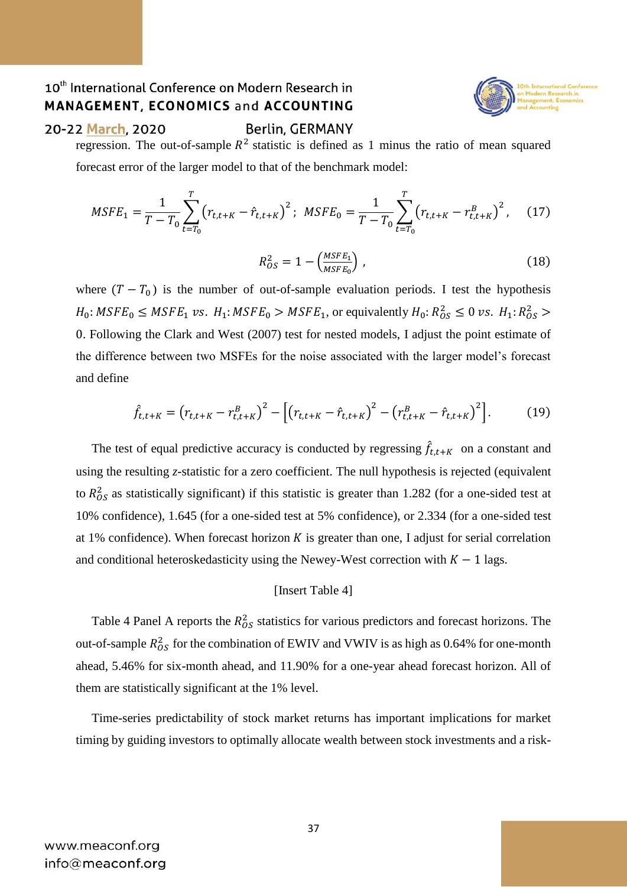regression. The out-of-sample $R^2$ statistic is defined as 1 minus the ratio of mean squared forecast error of the larger model to that of the benchmark model:

$$MSFE_1 = \frac{1}{T - T_0} \sum_{t=T_0}^{T} \left(r_{t,t+K} - \hat{r}_{t,t+K}\right)^2; \; MSFE_0 = \frac{1}{T - T_0} \sum_{t=T_0}^{T} \left(r_{t,t+K} - r_{t,t+K}^{B}\right)^2, \quad (17)$$

$$R_{OS}^2 = 1 - \left(\frac{MSFE_1}{MSFE_0}\right), \quad (18)$$

where $(T - T_0)$ is the number of out-of-sample evaluation periods. I test the hypothesis $H_0{:}\, MSFE_0 \leq MSFE_1$ *vs.* $H_1{:}\, MSFE_0 > MSFE_1$, or equivalently $H_0{:}\, R_{OS}^2 \leq 0$ *vs.* $H_1{:}\, R_{OS}^2 > 0$. Following the Clark and West (2007) test for nested models, I adjust the point estimate of the difference between two MSFEs for the noise associated with the larger model's forecast and define

$$\hat{f}_{t,t+K} = \left(r_{t,t+K} - r_{t,t+K}^{B}\right)^2 - \left[\left(r_{t,t+K} - \hat{r}_{t,t+K}\right)^2 - \left(r_{t,t+K}^{B} - \hat{r}_{t,t+K}\right)^2\right]. \quad (19)$$

The test of equal predictive accuracy is conducted by regressing $\hat{f}_{t,t+K}$ on a constant and using the resulting *z*-statistic for a zero coefficient. The null hypothesis is rejected (equivalent to $R_{OS}^2$ as statistically significant) if this statistic is greater than 1.282 (for a one-sided test at 10% confidence), 1.645 (for a one-sided test at 5% confidence), or 2.334 (for a one-sided test at 1% confidence). When forecast horizon $K$ is greater than one, I adjust for serial correlation and conditional heteroskedasticity using the Newey-West correction with $K - 1$ lags.

[Insert Table 4]

Table 4 Panel A reports the $R_{OS}^2$ statistics for various predictors and forecast horizons. The out-of-sample $R_{OS}^2$ for the combination of EWIV and VWIV is as high as 0.64% for one-month ahead, 5.46% for six-month ahead, and 11.90% for a one-year ahead forecast horizon. All of them are statistically significant at the 1% level.

Time-series predictability of stock market returns has important implications for market timing by guiding investors to optimally allocate wealth between stock investments and a risk-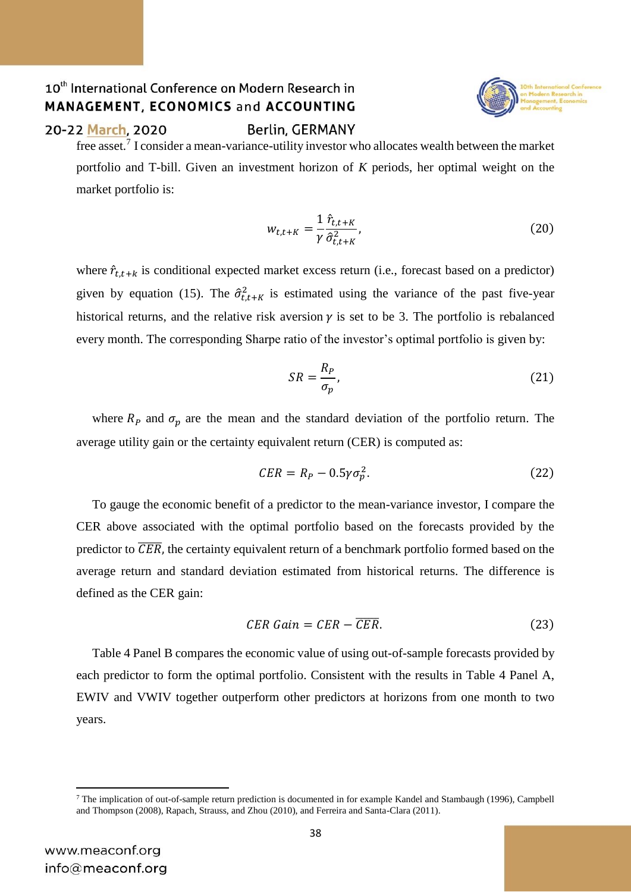free asset.[7] I consider a mean-variance-utility investor who allocates wealth between the market portfolio and T-bill. Given an investment horizon of $K$ periods, her optimal weight on the market portfolio is:

$$w_{t,t+K} = \frac{1}{\gamma} \frac{\hat{r}_{t,t+K}}{\hat{\sigma}^2_{t,t+K}}, \tag{20}$$

where $\hat{r}_{t,t+k}$ is conditional expected market excess return (i.e., forecast based on a predictor) given by equation (15). The $\hat{\sigma}^2_{t,t+K}$ is estimated using the variance of the past five-year historical returns, and the relative risk aversion $\gamma$ is set to be 3. The portfolio is rebalanced every month. The corresponding Sharpe ratio of the investor's optimal portfolio is given by:

$$SR = \frac{R_P}{\sigma_p}, \tag{21}$$

where $R_P$ and $\sigma_p$ are the mean and the standard deviation of the portfolio return. The average utility gain or the certainty equivalent return (CER) is computed as:

$$CER = R_P - 0.5\gamma\sigma_p^2. \tag{22}$$

To gauge the economic benefit of a predictor to the mean-variance investor, I compare the CER above associated with the optimal portfolio based on the forecasts provided by the predictor to $\overline{CER}$, the certainty equivalent return of a benchmark portfolio formed based on the average return and standard deviation estimated from historical returns. The difference is defined as the CER gain:

$$CER\ Gain = CER - \overline{CER}. \tag{23}$$

Table 4 Panel B compares the economic value of using out-of-sample forecasts provided by each predictor to form the optimal portfolio. Consistent with the results in Table 4 Panel A, EWIV and VWIV together outperform other predictors at horizons from one month to two years.

[7] The implication of out-of-sample return prediction is documented in for example Kandel and Stambaugh (1996), Campbell and Thompson (2008), Rapach, Strauss, and Zhou (2010), and Ferreira and Santa-Clara (2011).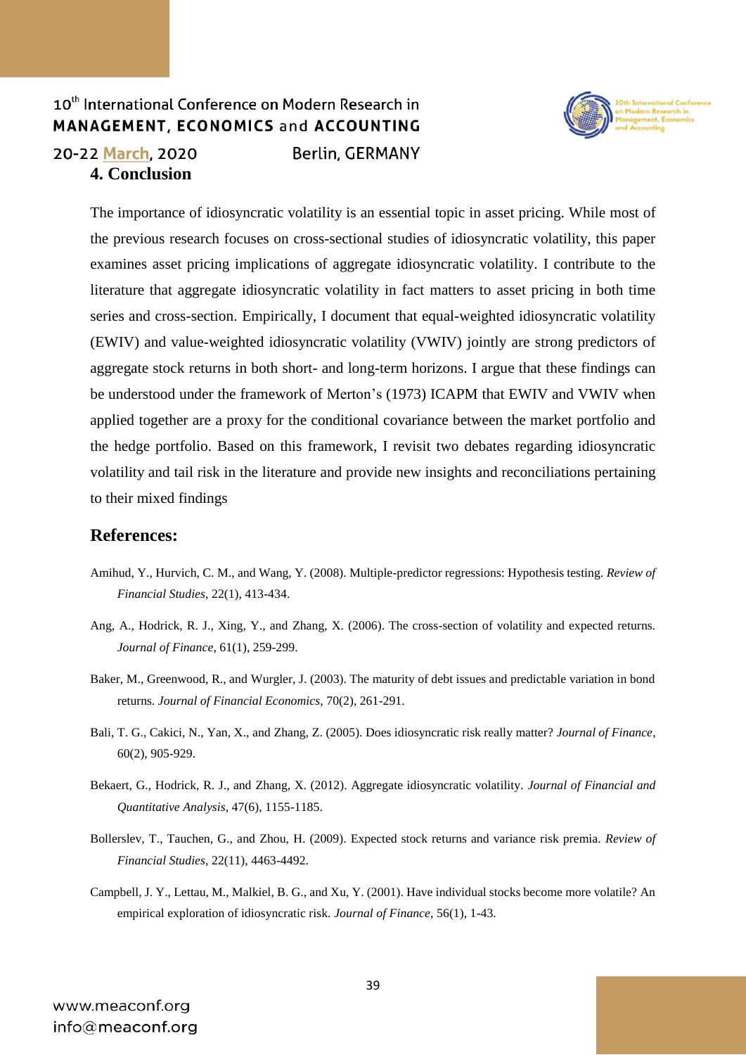## 4. Conclusion

The importance of idiosyncratic volatility is an essential topic in asset pricing. While most of the previous research focuses on cross-sectional studies of idiosyncratic volatility, this paper examines asset pricing implications of aggregate idiosyncratic volatility. I contribute to the literature that aggregate idiosyncratic volatility in fact matters to asset pricing in both time series and cross-section. Empirically, I document that equal-weighted idiosyncratic volatility (EWIV) and value-weighted idiosyncratic volatility (VWIV) jointly are strong predictors of aggregate stock returns in both short- and long-term horizons. I argue that these findings can be understood under the framework of Merton's (1973) ICAPM that EWIV and VWIV when applied together are a proxy for the conditional covariance between the market portfolio and the hedge portfolio. Based on this framework, I revisit two debates regarding idiosyncratic volatility and tail risk in the literature and provide new insights and reconciliations pertaining to their mixed findings

## References:

Amihud, Y., Hurvich, C. M., and Wang, Y. (2008). Multiple-predictor regressions: Hypothesis testing. *Review of Financial Studies*, 22(1), 413-434.

Ang, A., Hodrick, R. J., Xing, Y., and Zhang, X. (2006). The cross-section of volatility and expected returns. *Journal of Finance*, 61(1), 259-299.

Baker, M., Greenwood, R., and Wurgler, J. (2003). The maturity of debt issues and predictable variation in bond returns. *Journal of Financial Economics*, 70(2), 261-291.

Bali, T. G., Cakici, N., Yan, X., and Zhang, Z. (2005). Does idiosyncratic risk really matter? *Journal of Finance*, 60(2), 905-929.

Bekaert, G., Hodrick, R. J., and Zhang, X. (2012). Aggregate idiosyncratic volatility. *Journal of Financial and Quantitative Analysis*, 47(6), 1155-1185.

Bollerslev, T., Tauchen, G., and Zhou, H. (2009). Expected stock returns and variance risk premia. *Review of Financial Studies*, 22(11), 4463-4492.

Campbell, J. Y., Lettau, M., Malkiel, B. G., and Xu, Y. (2001). Have individual stocks become more volatile? An empirical exploration of idiosyncratic risk. *Journal of Finance*, 56(1), 1-43.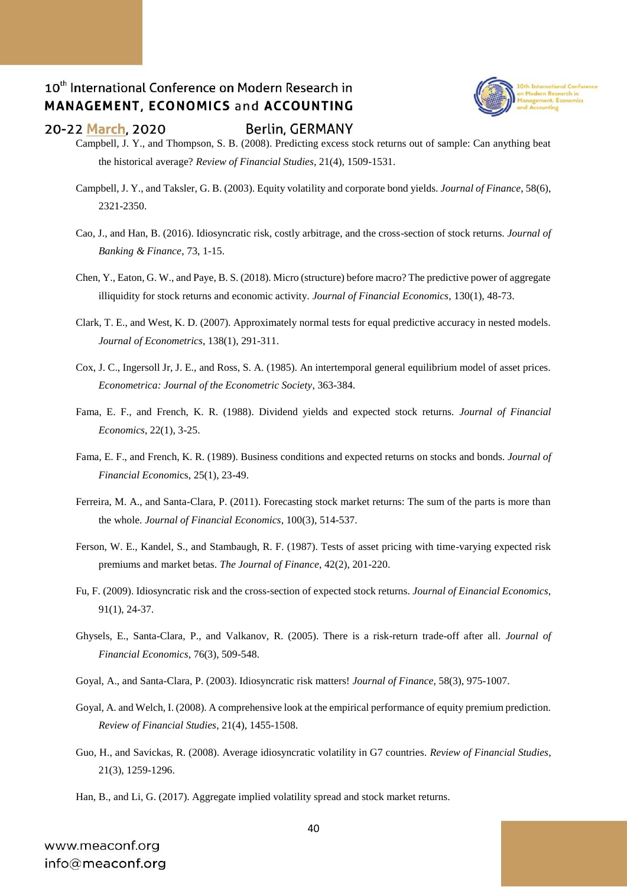Campbell, J. Y., and Thompson, S. B. (2008). Predicting excess stock returns out of sample: Can anything beat the historical average? *Review of Financial Studies*, 21(4), 1509-1531.

Campbell, J. Y., and Taksler, G. B. (2003). Equity volatility and corporate bond yields. *Journal of Finance*, 58(6), 2321-2350.

Cao, J., and Han, B. (2016). Idiosyncratic risk, costly arbitrage, and the cross-section of stock returns. *Journal of Banking & Finance*, 73, 1-15.

Chen, Y., Eaton, G. W., and Paye, B. S. (2018). Micro (structure) before macro? The predictive power of aggregate illiquidity for stock returns and economic activity. *Journal of Financial Economics*, 130(1), 48-73.

Clark, T. E., and West, K. D. (2007). Approximately normal tests for equal predictive accuracy in nested models. *Journal of Econometrics*, 138(1), 291-311.

Cox, J. C., Ingersoll Jr, J. E., and Ross, S. A. (1985). An intertemporal general equilibrium model of asset prices. *Econometrica: Journal of the Econometric Society*, 363-384.

Fama, E. F., and French, K. R. (1988). Dividend yields and expected stock returns. *Journal of Financial Economics*, 22(1), 3-25.

Fama, E. F., and French, K. R. (1989). Business conditions and expected returns on stocks and bonds. *Journal of Financial Economic*s, 25(1), 23-49.

Ferreira, M. A., and Santa-Clara, P. (2011). Forecasting stock market returns: The sum of the parts is more than the whole. *Journal of Financial Economics*, 100(3), 514-537.

Ferson, W. E., Kandel, S., and Stambaugh, R. F. (1987). Tests of asset pricing with time-varying expected risk premiums and market betas. *The Journal of Finance*, 42(2), 201-220.

Fu, F. (2009). Idiosyncratic risk and the cross-section of expected stock returns. *Journal of Einancial Economics*, 91(1), 24-37.

Ghysels, E., Santa-Clara, P., and Valkanov, R. (2005). There is a risk-return trade-off after all. *Journal of Financial Economics*, 76(3), 509-548.

Goyal, A., and Santa-Clara, P. (2003). Idiosyncratic risk matters! *Journal of Finance*, 58(3), 975-1007.

Goyal, A. and Welch, I. (2008). A comprehensive look at the empirical performance of equity premium prediction. *Review of Financial Studies*, 21(4), 1455-1508.

Guo, H., and Savickas, R. (2008). Average idiosyncratic volatility in G7 countries. *Review of Financial Studies*, 21(3), 1259-1296.

Han, B., and Li, G. (2017). Aggregate implied volatility spread and stock market returns.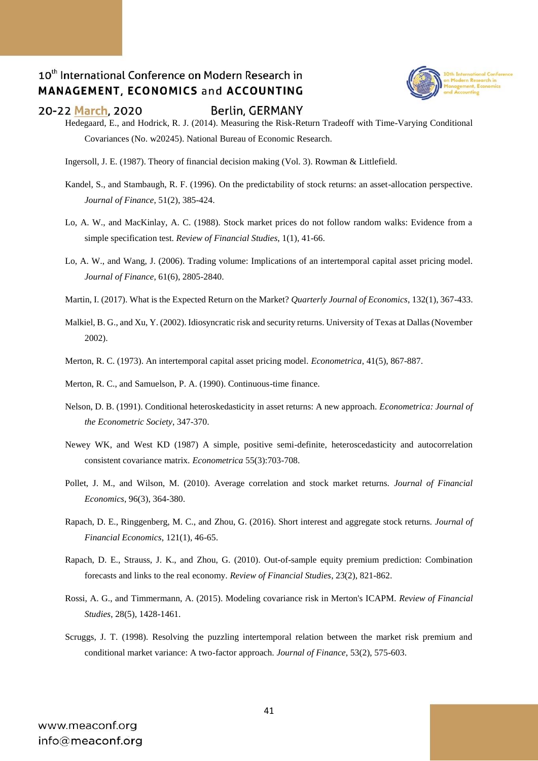Hedegaard, E., and Hodrick, R. J. (2014). Measuring the Risk-Return Tradeoff with Time-Varying Conditional Covariances (No. w20245). National Bureau of Economic Research.

Ingersoll, J. E. (1987). Theory of financial decision making (Vol. 3). Rowman & Littlefield.

Kandel, S., and Stambaugh, R. F. (1996). On the predictability of stock returns: an asset-allocation perspective. *Journal of Finance*, 51(2), 385-424.

Lo, A. W., and MacKinlay, A. C. (1988). Stock market prices do not follow random walks: Evidence from a simple specification test. *Review of Financial Studies*, 1(1), 41-66.

Lo, A. W., and Wang, J. (2006). Trading volume: Implications of an intertemporal capital asset pricing model. *Journal of Finance*, 61(6), 2805-2840.

Martin, I. (2017). What is the Expected Return on the Market? *Quarterly Journal of Economics*, 132(1), 367-433.

Malkiel, B. G., and Xu, Y. (2002). Idiosyncratic risk and security returns. University of Texas at Dallas (November 2002).

Merton, R. C. (1973). An intertemporal capital asset pricing model. *Econometrica*, 41(5), 867-887.

Merton, R. C., and Samuelson, P. A. (1990). Continuous-time finance.

Nelson, D. B. (1991). Conditional heteroskedasticity in asset returns: A new approach. *Econometrica: Journal of the Econometric Society*, 347-370.

Newey WK, and West KD (1987) A simple, positive semi-definite, heteroscedasticity and autocorrelation consistent covariance matrix. *Econometrica* 55(3):703-708.

Pollet, J. M., and Wilson, M. (2010). Average correlation and stock market returns. *Journal of Financial Economics*, 96(3), 364-380.

Rapach, D. E., Ringgenberg, M. C., and Zhou, G. (2016). Short interest and aggregate stock returns. *Journal of Financial Economics*, 121(1), 46-65.

Rapach, D. E., Strauss, J. K., and Zhou, G. (2010). Out-of-sample equity premium prediction: Combination forecasts and links to the real economy. *Review of Financial Studies*, 23(2), 821-862.

Rossi, A. G., and Timmermann, A. (2015). Modeling covariance risk in Merton's ICAPM. *Review of Financial Studies*, 28(5), 1428-1461.

Scruggs, J. T. (1998). Resolving the puzzling intertemporal relation between the market risk premium and conditional market variance: A two-factor approach. *Journal of Finance*, 53(2), 575-603.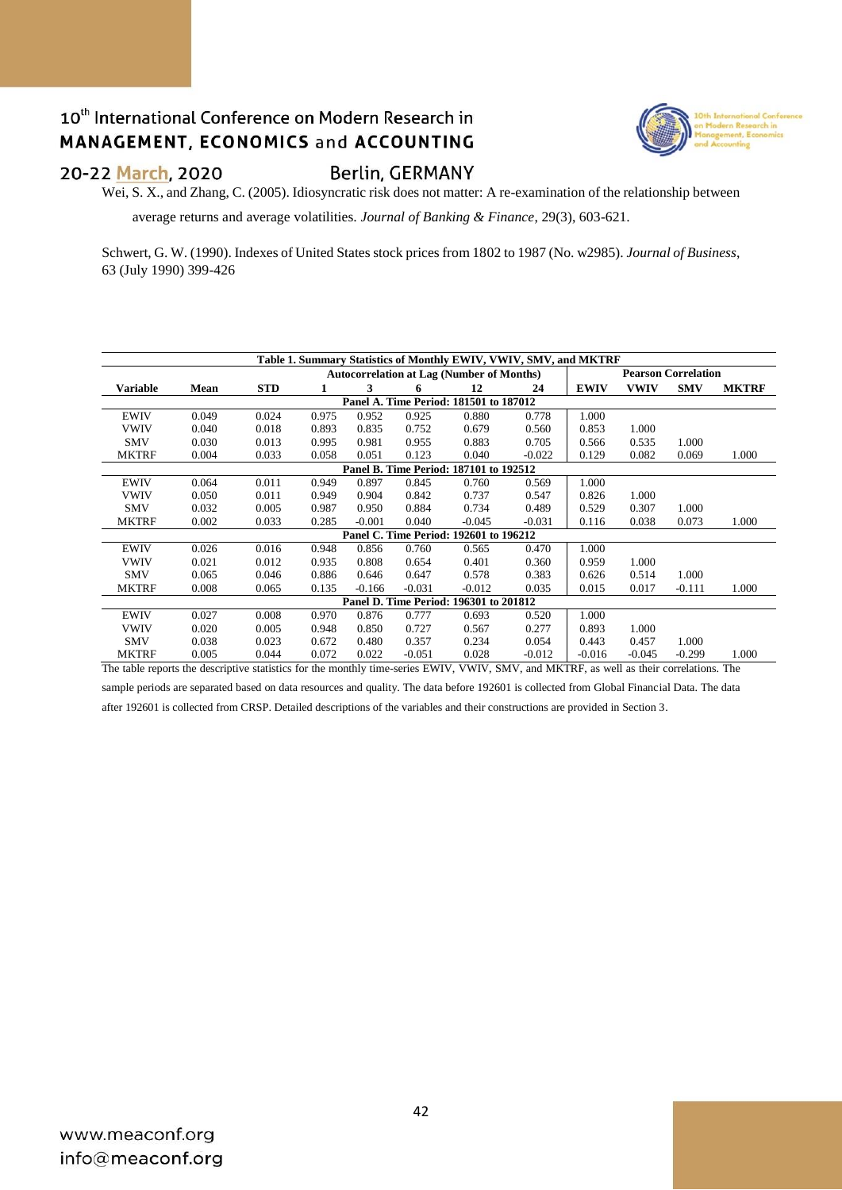Wei, S. X., and Zhang, C. (2005). Idiosyncratic risk does not matter: A re-examination of the relationship between average returns and average volatilities. *Journal of Banking & Finance*, 29(3), 603-621.

Schwert, G. W. (1990). Indexes of United States stock prices from 1802 to 1987 (No. w2985). *Journal of Business*, 63 (July 1990) 399-426

**Table 1. Summary Statistics of Monthly EWIV, VWIV, SMV, and MKTRF**

| | | | Autocorrelation at Lag (Number of Months) | | | | | Pearson Correlation | | | |
|---|---|---|---|---|---|---|---|---|---|---|---|
| **Variable** | **Mean** | **STD** | **1** | **3** | **6** | **12** | **24** | **EWIV** | **VWIV** | **SMV** | **MKTRF** |
| **Panel A. Time Period: 181501 to 187012** | | | | | | | | | | | |
| EWIV | 0.049 | 0.024 | 0.975 | 0.952 | 0.925 | 0.880 | 0.778 | 1.000 | | | |
| VWIV | 0.040 | 0.018 | 0.893 | 0.835 | 0.752 | 0.679 | 0.560 | 0.853 | 1.000 | | |
| SMV | 0.030 | 0.013 | 0.995 | 0.981 | 0.955 | 0.883 | 0.705 | 0.566 | 0.535 | 1.000 | |
| MKTRF | 0.004 | 0.033 | 0.058 | 0.051 | 0.123 | 0.040 | -0.022 | 0.129 | 0.082 | 0.069 | 1.000 |
| **Panel B. Time Period: 187101 to 192512** | | | | | | | | | | | |
| EWIV | 0.064 | 0.011 | 0.949 | 0.897 | 0.845 | 0.760 | 0.569 | 1.000 | | | |
| VWIV | 0.050 | 0.011 | 0.949 | 0.904 | 0.842 | 0.737 | 0.547 | 0.826 | 1.000 | | |
| SMV | 0.032 | 0.005 | 0.987 | 0.950 | 0.884 | 0.734 | 0.489 | 0.529 | 0.307 | 1.000 | |
| MKTRF | 0.002 | 0.033 | 0.285 | -0.001 | 0.040 | -0.045 | -0.031 | 0.116 | 0.038 | 0.073 | 1.000 |
| **Panel C. Time Period: 192601 to 196212** | | | | | | | | | | | |
| EWIV | 0.026 | 0.016 | 0.948 | 0.856 | 0.760 | 0.565 | 0.470 | 1.000 | | | |
| VWIV | 0.021 | 0.012 | 0.935 | 0.808 | 0.654 | 0.401 | 0.360 | 0.959 | 1.000 | | |
| SMV | 0.065 | 0.046 | 0.886 | 0.646 | 0.647 | 0.578 | 0.383 | 0.626 | 0.514 | 1.000 | |
| MKTRF | 0.008 | 0.065 | 0.135 | -0.166 | -0.031 | -0.012 | 0.035 | 0.015 | 0.017 | -0.111 | 1.000 |
| **Panel D. Time Period: 196301 to 201812** | | | | | | | | | | | |
| EWIV | 0.027 | 0.008 | 0.970 | 0.876 | 0.777 | 0.693 | 0.520 | 1.000 | | | |
| VWIV | 0.020 | 0.005 | 0.948 | 0.850 | 0.727 | 0.567 | 0.277 | 0.893 | 1.000 | | |
| SMV | 0.038 | 0.023 | 0.672 | 0.480 | 0.357 | 0.234 | 0.054 | 0.443 | 0.457 | 1.000 | |
| MKTRF | 0.005 | 0.044 | 0.072 | 0.022 | -0.051 | 0.028 | -0.012 | -0.016 | -0.045 | -0.299 | 1.000 |

The table reports the descriptive statistics for the monthly time-series EWIV, VWIV, SMV, and MKTRF, as well as their correlations. The sample periods are separated based on data resources and quality. The data before 192601 is collected from Global Financial Data. The data after 192601 is collected from CRSP. Detailed descriptions of the variables and their constructions are provided in Section 3.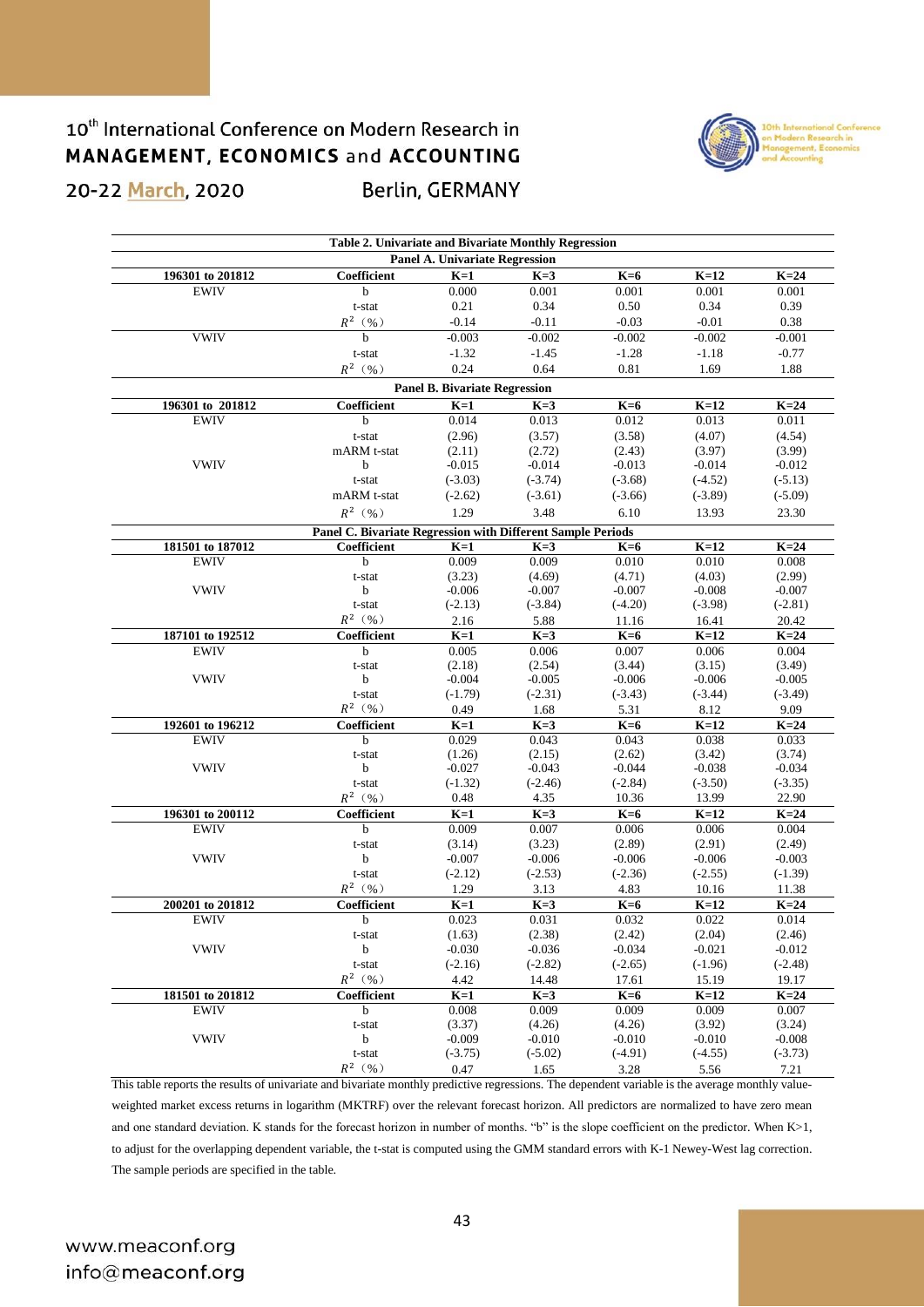**Table 2. Univariate and Bivariate Monthly Regression**

**Panel A. Univariate Regression**

| 196301 to 201812 | Coefficient | K=1 | K=3 | K=6 | K=12 | K=24 |
|---|---|---|---|---|---|---|
| EWIV | b | 0.000 | 0.001 | 0.001 | 0.001 | 0.001 |
| | t-stat | 0.21 | 0.34 | 0.50 | 0.34 | 0.39 |
| | $R^2$（%） | -0.14 | -0.11 | -0.03 | -0.01 | 0.38 |
| VWIV | b | -0.003 | -0.002 | -0.002 | -0.002 | -0.001 |
| | t-stat | -1.32 | -1.45 | -1.28 | -1.18 | -0.77 |
| | $R^2$（%） | 0.24 | 0.64 | 0.81 | 1.69 | 1.88 |

**Panel B. Bivariate Regression**

| 196301 to 201812 | Coefficient | K=1 | K=3 | K=6 | K=12 | K=24 |
|---|---|---|---|---|---|---|
| EWIV | b | 0.014 | 0.013 | 0.012 | 0.013 | 0.011 |
| | t-stat | (2.96) | (3.57) | (3.58) | (4.07) | (4.54) |
| | mARM t-stat | (2.11) | (2.72) | (2.43) | (3.97) | (3.99) |
| VWIV | b | -0.015 | -0.014 | -0.013 | -0.014 | -0.012 |
| | t-stat | (-3.03) | (-3.74) | (-3.68) | (-4.52) | (-5.13) |
| | mARM t-stat | (-2.62) | (-3.61) | (-3.66) | (-3.89) | (-5.09) |
| | $R^2$（%） | 1.29 | 3.48 | 6.10 | 13.93 | 23.30 |

**Panel C. Bivariate Regression with Different Sample Periods**

| 181501 to 187012 | Coefficient | K=1 | K=3 | K=6 | K=12 | K=24 |
|---|---|---|---|---|---|---|
| EWIV | b | 0.009 | 0.009 | 0.010 | 0.010 | 0.008 |
| | t-stat | (3.23) | (4.69) | (4.71) | (4.03) | (2.99) |
| VWIV | b | -0.006 | -0.007 | -0.007 | -0.008 | -0.007 |
| | t-stat | (-2.13) | (-3.84) | (-4.20) | (-3.98) | (-2.81) |
| | $R^2$（%） | 2.16 | 5.88 | 11.16 | 16.41 | 20.42 |
| **187101 to 192512** | **Coefficient** | **K=1** | **K=3** | **K=6** | **K=12** | **K=24** |
| EWIV | b | 0.005 | 0.006 | 0.007 | 0.006 | 0.004 |
| | t-stat | (2.18) | (2.54) | (3.44) | (3.15) | (3.49) |
| VWIV | b | -0.004 | -0.005 | -0.006 | -0.006 | -0.005 |
| | t-stat | (-1.79) | (-2.31) | (-3.43) | (-3.44) | (-3.49) |
| | $R^2$（%） | 0.49 | 1.68 | 5.31 | 8.12 | 9.09 |
| **192601 to 196212** | **Coefficient** | **K=1** | **K=3** | **K=6** | **K=12** | **K=24** |
| EWIV | b | 0.029 | 0.043 | 0.043 | 0.038 | 0.033 |
| | t-stat | (1.26) | (2.15) | (2.62) | (3.42) | (3.74) |
| VWIV | b | -0.027 | -0.043 | -0.044 | -0.038 | -0.034 |
| | t-stat | (-1.32) | (-2.46) | (-2.84) | (-3.50) | (-3.35) |
| | $R^2$（%） | 0.48 | 4.35 | 10.36 | 13.99 | 22.90 |
| **196301 to 200112** | **Coefficient** | **K=1** | **K=3** | **K=6** | **K=12** | **K=24** |
| EWIV | b | 0.009 | 0.007 | 0.006 | 0.006 | 0.004 |
| | t-stat | (3.14) | (3.23) | (2.89) | (2.91) | (2.49) |
| VWIV | b | -0.007 | -0.006 | -0.006 | -0.006 | -0.003 |
| | t-stat | (-2.12) | (-2.53) | (-2.36) | (-2.55) | (-1.39) |
| | $R^2$（%） | 1.29 | 3.13 | 4.83 | 10.16 | 11.38 |
| **200201 to 201812** | **Coefficient** | **K=1** | **K=3** | **K=6** | **K=12** | **K=24** |
| EWIV | b | 0.023 | 0.031 | 0.032 | 0.022 | 0.014 |
| | t-stat | (1.63) | (2.38) | (2.42) | (2.04) | (2.46) |
| VWIV | b | -0.030 | -0.036 | -0.034 | -0.021 | -0.012 |
| | t-stat | (-2.16) | (-2.82) | (-2.65) | (-1.96) | (-2.48) |
| | $R^2$（%） | 4.42 | 14.48 | 17.61 | 15.19 | 19.17 |
| **181501 to 201812** | **Coefficient** | **K=1** | **K=3** | **K=6** | **K=12** | **K=24** |
| EWIV | b | 0.008 | 0.009 | 0.009 | 0.009 | 0.007 |
| | t-stat | (3.37) | (4.26) | (4.26) | (3.92) | (3.24) |
| VWIV | b | -0.009 | -0.010 | -0.010 | -0.010 | -0.008 |
| | t-stat | (-3.75) | (-5.02) | (-4.91) | (-4.55) | (-3.73) |
| | $R^2$（%） | 0.47 | 1.65 | 3.28 | 5.56 | 7.21 |

This table reports the results of univariate and bivariate monthly predictive regressions. The dependent variable is the average monthly value-weighted market excess returns in logarithm (MKTRF) over the relevant forecast horizon. All predictors are normalized to have zero mean and one standard deviation. K stands for the forecast horizon in number of months. "b" is the slope coefficient on the predictor. When K>1, to adjust for the overlapping dependent variable, the t-stat is computed using the GMM standard errors with K-1 Newey-West lag correction. The sample periods are specified in the table.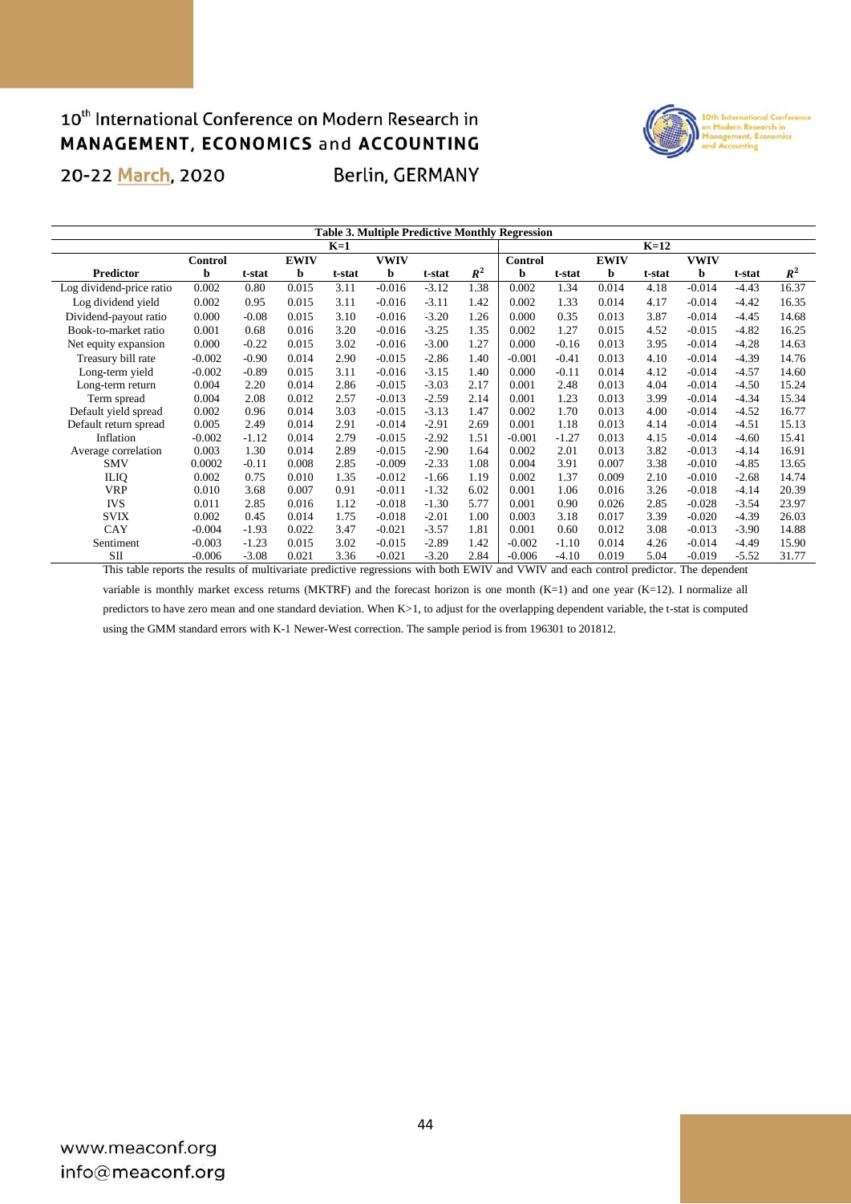**Table 3. Multiple Predictive Monthly Regression**

| | K=1 | | | | | | | K=12 | | | | | | |
|---|---|---|---|---|---|---|---|---|---|---|---|---|---|---|
| | Control | | EWIV | | VWIV | | | Control | | EWIV | | VWIV | | |
| Predictor | b | t-stat | b | t-stat | b | t-stat | $R^2$ | b | t-stat | b | t-stat | b | t-stat | $R^2$ |
| Log dividend-price ratio | 0.002 | 0.80 | 0.015 | 3.11 | -0.016 | -3.12 | 1.38 | 0.002 | 1.34 | 0.014 | 4.18 | -0.014 | -4.43 | 16.37 |
| Log dividend yield | 0.002 | 0.95 | 0.015 | 3.11 | -0.016 | -3.11 | 1.42 | 0.002 | 1.33 | 0.014 | 4.17 | -0.014 | -4.42 | 16.35 |
| Dividend-payout ratio | 0.000 | -0.08 | 0.015 | 3.10 | -0.016 | -3.20 | 1.26 | 0.000 | 0.35 | 0.013 | 3.87 | -0.014 | -4.45 | 14.68 |
| Book-to-market ratio | 0.001 | 0.68 | 0.016 | 3.20 | -0.016 | -3.25 | 1.35 | 0.002 | 1.27 | 0.015 | 4.52 | -0.015 | -4.82 | 16.25 |
| Net equity expansion | 0.000 | -0.22 | 0.015 | 3.02 | -0.016 | -3.00 | 1.27 | 0.000 | -0.16 | 0.013 | 3.95 | -0.014 | -4.28 | 14.63 |
| Treasury bill rate | -0.002 | -0.90 | 0.014 | 2.90 | -0.015 | -2.86 | 1.40 | -0.001 | -0.41 | 0.013 | 4.10 | -0.014 | -4.39 | 14.76 |
| Long-term yield | -0.002 | -0.89 | 0.015 | 3.11 | -0.016 | -3.15 | 1.40 | 0.000 | -0.11 | 0.014 | 4.12 | -0.014 | -4.57 | 14.60 |
| Long-term return | 0.004 | 2.20 | 0.014 | 2.86 | -0.015 | -3.03 | 2.17 | 0.001 | 2.48 | 0.013 | 4.04 | -0.014 | -4.50 | 15.24 |
| Term spread | 0.004 | 2.08 | 0.012 | 2.57 | -0.013 | -2.59 | 2.14 | 0.001 | 1.23 | 0.013 | 3.99 | -0.014 | -4.34 | 15.34 |
| Default yield spread | 0.002 | 0.96 | 0.014 | 3.03 | -0.015 | -3.13 | 1.47 | 0.002 | 1.70 | 0.013 | 4.00 | -0.014 | -4.52 | 16.77 |
| Default return spread | 0.005 | 2.49 | 0.014 | 2.91 | -0.014 | -2.91 | 2.69 | 0.001 | 1.18 | 0.013 | 4.14 | -0.014 | -4.51 | 15.13 |
| Inflation | -0.002 | -1.12 | 0.014 | 2.79 | -0.015 | -2.92 | 1.51 | -0.001 | -1.27 | 0.013 | 4.15 | -0.014 | -4.60 | 15.41 |
| Average correlation | 0.003 | 1.30 | 0.014 | 2.89 | -0.015 | -2.90 | 1.64 | 0.002 | 2.01 | 0.013 | 3.82 | -0.013 | -4.14 | 16.91 |
| SMV | 0.0002 | -0.11 | 0.008 | 2.85 | -0.009 | -2.33 | 1.08 | 0.004 | 3.91 | 0.007 | 3.38 | -0.010 | -4.85 | 13.65 |
| ILIQ | 0.002 | 0.75 | 0.010 | 1.35 | -0.012 | -1.66 | 1.19 | 0.002 | 1.37 | 0.009 | 2.10 | -0.010 | -2.68 | 14.74 |
| VRP | 0.010 | 3.68 | 0.007 | 0.91 | -0.011 | -1.32 | 6.02 | 0.001 | 1.06 | 0.016 | 3.26 | -0.018 | -4.14 | 20.39 |
| IVS | 0.011 | 2.85 | 0.016 | 1.12 | -0.018 | -1.30 | 5.77 | 0.001 | 0.90 | 0.026 | 2.85 | -0.028 | -3.54 | 23.97 |
| SVIX | 0.002 | 0.45 | 0.014 | 1.75 | -0.018 | -2.01 | 1.00 | 0.003 | 3.18 | 0.017 | 3.39 | -0.020 | -4.39 | 26.03 |
| CAY | -0.004 | -1.93 | 0.022 | 3.47 | -0.021 | -3.57 | 1.81 | 0.001 | 0.60 | 0.012 | 3.08 | -0.013 | -3.90 | 14.88 |
| Sentiment | -0.003 | -1.23 | 0.015 | 3.02 | -0.015 | -2.89 | 1.42 | -0.002 | -1.10 | 0.014 | 4.26 | -0.014 | -4.49 | 15.90 |
| SII | -0.006 | -3.08 | 0.021 | 3.36 | -0.021 | -3.20 | 2.84 | -0.006 | -4.10 | 0.019 | 5.04 | -0.019 | -5.52 | 31.77 |

This table reports the results of multivariate predictive regressions with both EWIV and VWIV and each control predictor. The dependent variable is monthly market excess returns (MKTRF) and the forecast horizon is one month (K=1) and one year (K=12). I normalize all predictors to have zero mean and one standard deviation. When K>1, to adjust for the overlapping dependent variable, the t-stat is computed using the GMM standard errors with K-1 Newer-West correction. The sample period is from 196301 to 201812.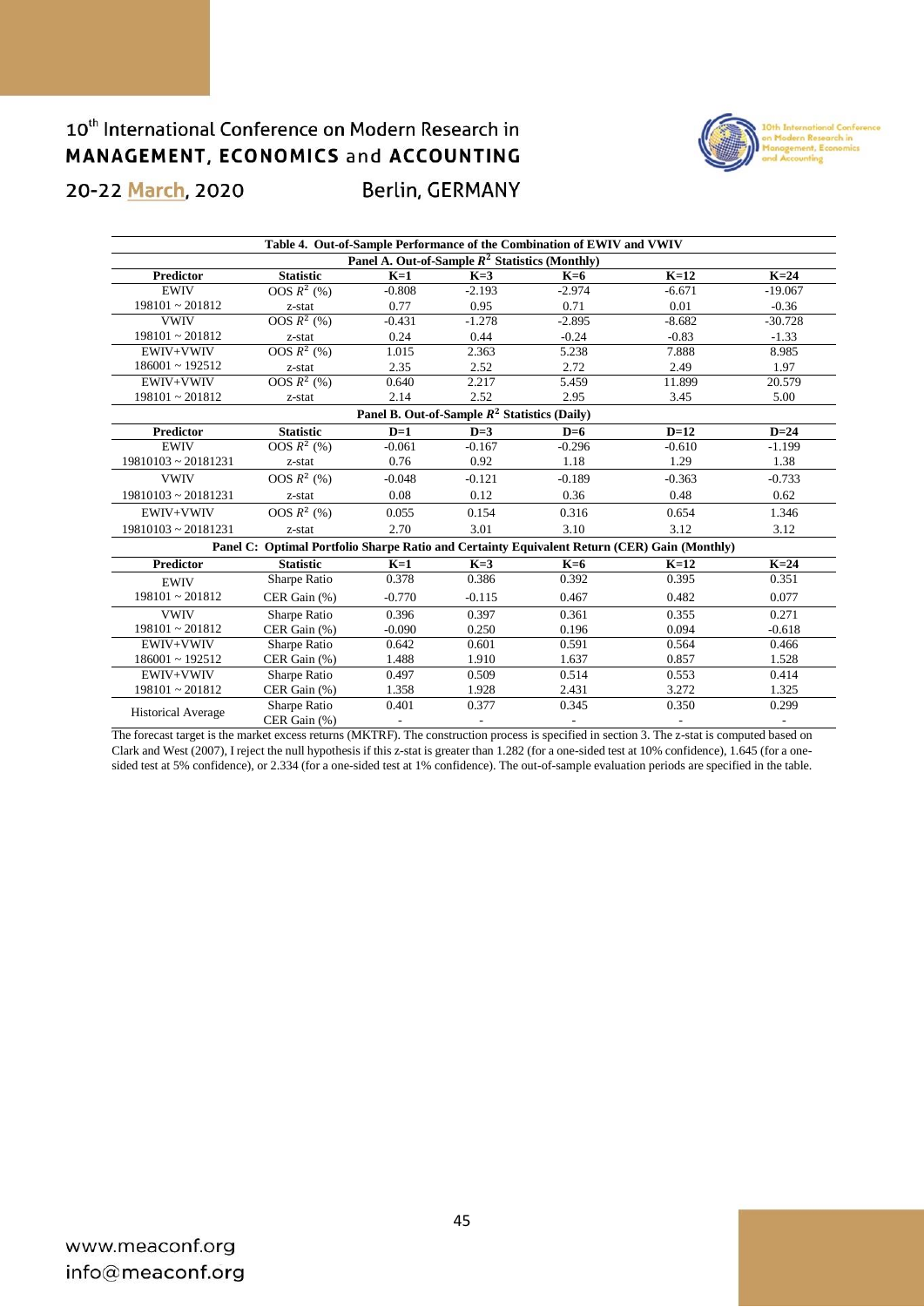**Table 4. Out-of-Sample Performance of the Combination of EWIV and VWIV**

**Panel A. Out-of-Sample $R^2$ Statistics (Monthly)**

| Predictor | Statistic | K=1 | K=3 | K=6 | K=12 | K=24 |
|---|---|---|---|---|---|---|
| EWIV | OOS $R^2$ (%) | -0.808 | -2.193 | -2.974 | -6.671 | -19.067 |
| 198101 ~ 201812 | z-stat | 0.77 | 0.95 | 0.71 | 0.01 | -0.36 |
| VWIV | OOS $R^2$ (%) | -0.431 | -1.278 | -2.895 | -8.682 | -30.728 |
| 198101 ~ 201812 | z-stat | 0.24 | 0.44 | -0.24 | -0.83 | -1.33 |
| EWIV+VWIV | OOS $R^2$ (%) | 1.015 | 2.363 | 5.238 | 7.888 | 8.985 |
| 186001 ~ 192512 | z-stat | 2.35 | 2.52 | 2.72 | 2.49 | 1.97 |
| EWIV+VWIV | OOS $R^2$ (%) | 0.640 | 2.217 | 5.459 | 11.899 | 20.579 |
| 198101 ~ 201812 | z-stat | 2.14 | 2.52 | 2.95 | 3.45 | 5.00 |

**Panel B. Out-of-Sample $R^2$ Statistics (Daily)**

| Predictor | Statistic | D=1 | D=3 | D=6 | D=12 | D=24 |
|---|---|---|---|---|---|---|
| EWIV | OOS $R^2$ (%) | -0.061 | -0.167 | -0.296 | -0.610 | -1.199 |
| 19810103 ~ 20181231 | z-stat | 0.76 | 0.92 | 1.18 | 1.29 | 1.38 |
| VWIV | OOS $R^2$ (%) | -0.048 | -0.121 | -0.189 | -0.363 | -0.733 |
| 19810103 ~ 20181231 | z-stat | 0.08 | 0.12 | 0.36 | 0.48 | 0.62 |
| EWIV+VWIV | OOS $R^2$ (%) | 0.055 | 0.154 | 0.316 | 0.654 | 1.346 |
| 19810103 ~ 20181231 | z-stat | 2.70 | 3.01 | 3.10 | 3.12 | 3.12 |

**Panel C: Optimal Portfolio Sharpe Ratio and Certainty Equivalent Return (CER) Gain (Monthly)**

| Predictor | Statistic | K=1 | K=3 | K=6 | K=12 | K=24 |
|---|---|---|---|---|---|---|
| EWIV | Sharpe Ratio | 0.378 | 0.386 | 0.392 | 0.395 | 0.351 |
| 198101 ~ 201812 | CER Gain (%) | -0.770 | -0.115 | 0.467 | 0.482 | 0.077 |
| VWIV | Sharpe Ratio | 0.396 | 0.397 | 0.361 | 0.355 | 0.271 |
| 198101 ~ 201812 | CER Gain (%) | -0.090 | 0.250 | 0.196 | 0.094 | -0.618 |
| EWIV+VWIV | Sharpe Ratio | 0.642 | 0.601 | 0.591 | 0.564 | 0.466 |
| 186001 ~ 192512 | CER Gain (%) | 1.488 | 1.910 | 1.637 | 0.857 | 1.528 |
| EWIV+VWIV | Sharpe Ratio | 0.497 | 0.509 | 0.514 | 0.553 | 0.414 |
| 198101 ~ 201812 | CER Gain (%) | 1.358 | 1.928 | 2.431 | 3.272 | 1.325 |
| Historical Average | Sharpe Ratio | 0.401 | 0.377 | 0.345 | 0.350 | 0.299 |
| | CER Gain (%) | - | - | - | - | - |

The forecast target is the market excess returns (MKTRF). The construction process is specified in section 3. The z-stat is computed based on Clark and West (2007), I reject the null hypothesis if this z-stat is greater than 1.282 (for a one-sided test at 10% confidence), 1.645 (for a one-sided test at 5% confidence), or 2.334 (for a one-sided test at 1% confidence). The out-of-sample evaluation periods are specified in the table.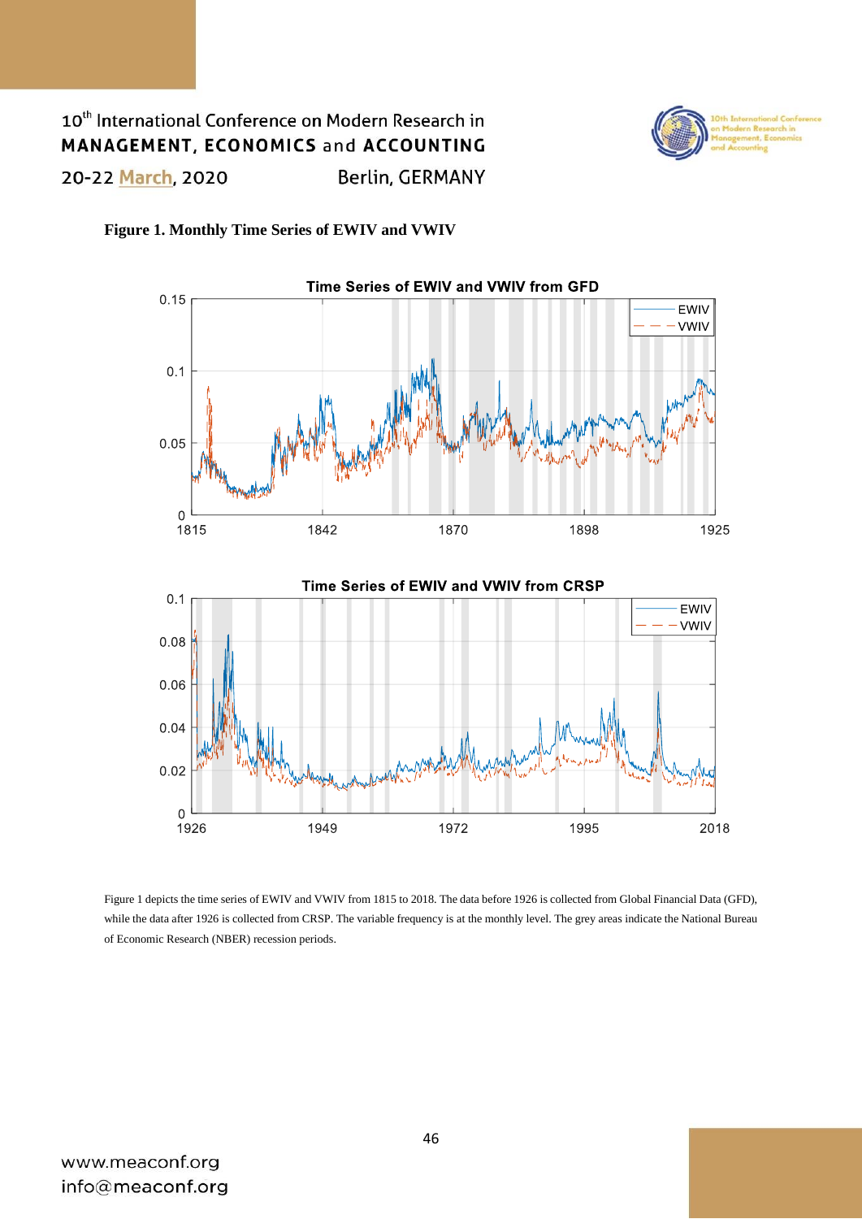**Figure 1. Monthly Time Series of EWIV and VWIV**

Time Series of EWIV and VWIV from GFD

EWIV
VWIV

0.15
0.1
0.05
0

1815
1842
1870
1898
1925

Time Series of EWIV and VWIV from CRSP

EWIV
VWIV

0.1
0.08
0.06
0.04
0.02
0

1926
1949
1972
1995
2018

Figure 1 depicts the time series of EWIV and VWIV from 1815 to 2018. The data before 1926 is collected from Global Financial Data (GFD), while the data after 1926 is collected from CRSP. The variable frequency is at the monthly level. The grey areas indicate the National Bureau of Economic Research (NBER) recession periods.